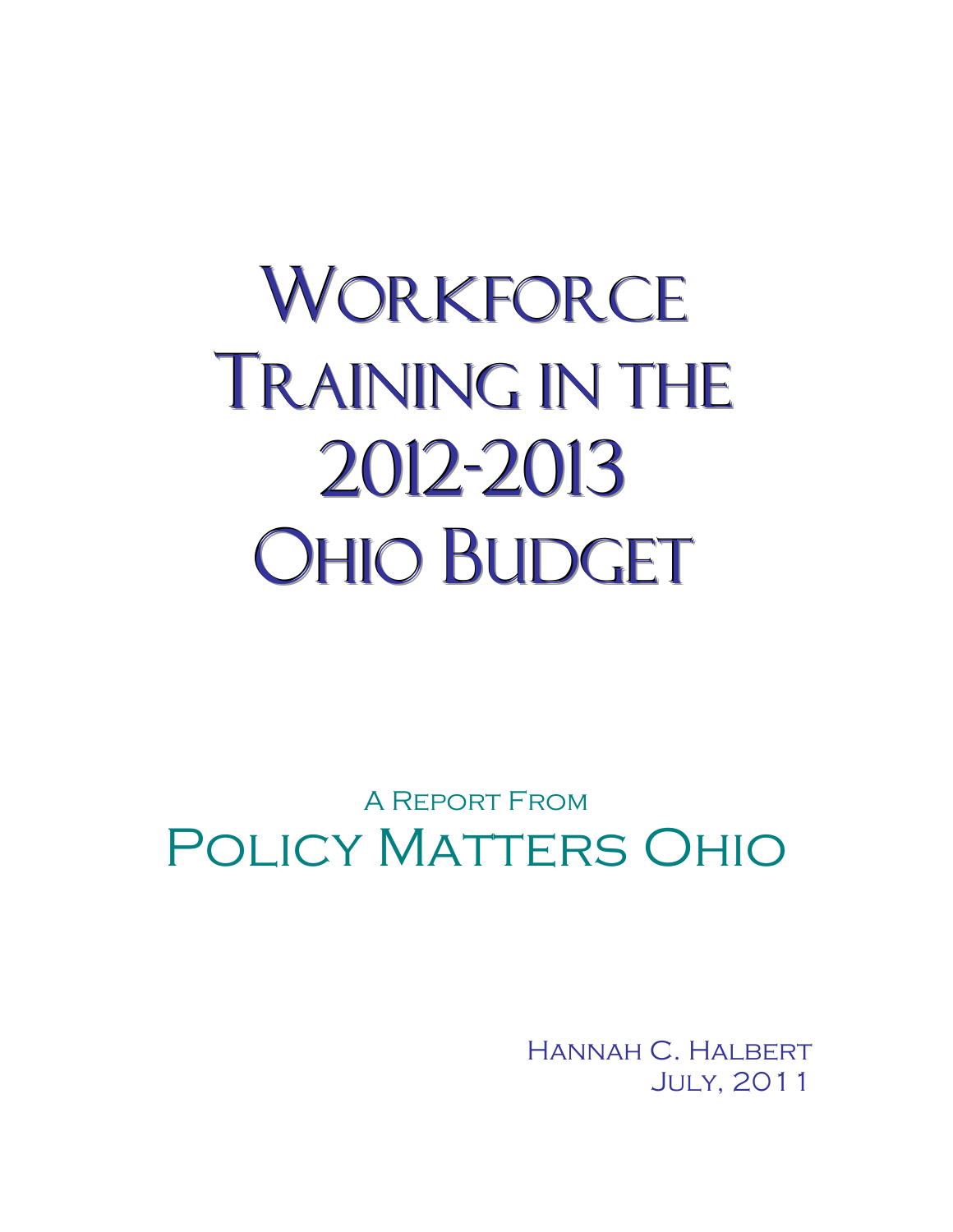# Workforce Training in the 2012-2013 Ohio Budget

A Report From

## Policy Matters Ohio

Hannah C. Halbert

July, 2011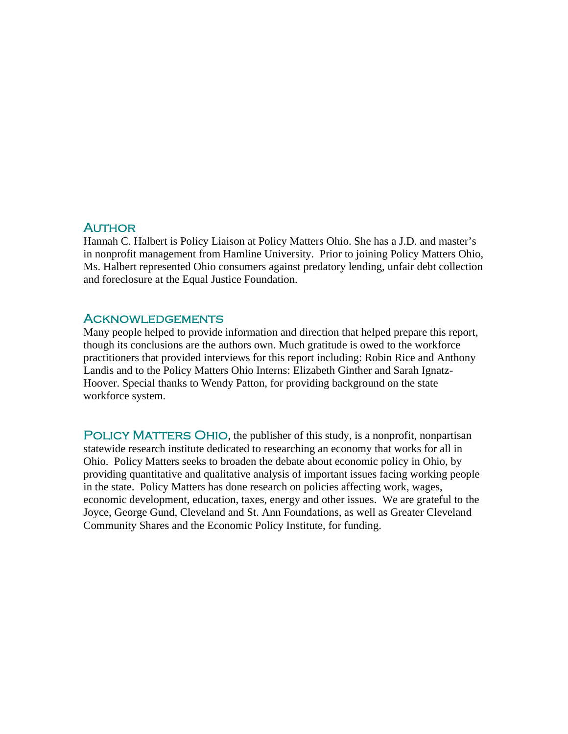## Author

Hannah C. Halbert is Policy Liaison at Policy Matters Ohio. She has a J.D. and master's in nonprofit management from Hamline University. Prior to joining Policy Matters Ohio, Ms. Halbert represented Ohio consumers against predatory lending, unfair debt collection and foreclosure at the Equal Justice Foundation.

## Acknowledgements

Many people helped to provide information and direction that helped prepare this report, though its conclusions are the authors own. Much gratitude is owed to the workforce practitioners that provided interviews for this report including: Robin Rice and Anthony Landis and to the Policy Matters Ohio Interns: Elizabeth Ginther and Sarah Ignatz-Hoover. Special thanks to Wendy Patton, for providing background on the state workforce system.

**Policy Matters Ohio**, the publisher of this study, is a nonprofit, nonpartisan statewide research institute dedicated to researching an economy that works for all in Ohio. Policy Matters seeks to broaden the debate about economic policy in Ohio, by providing quantitative and qualitative analysis of important issues facing working people in the state. Policy Matters has done research on policies affecting work, wages, economic development, education, taxes, energy and other issues. We are grateful to the Joyce, George Gund, Cleveland and St. Ann Foundations, as well as Greater Cleveland Community Shares and the Economic Policy Institute, for funding.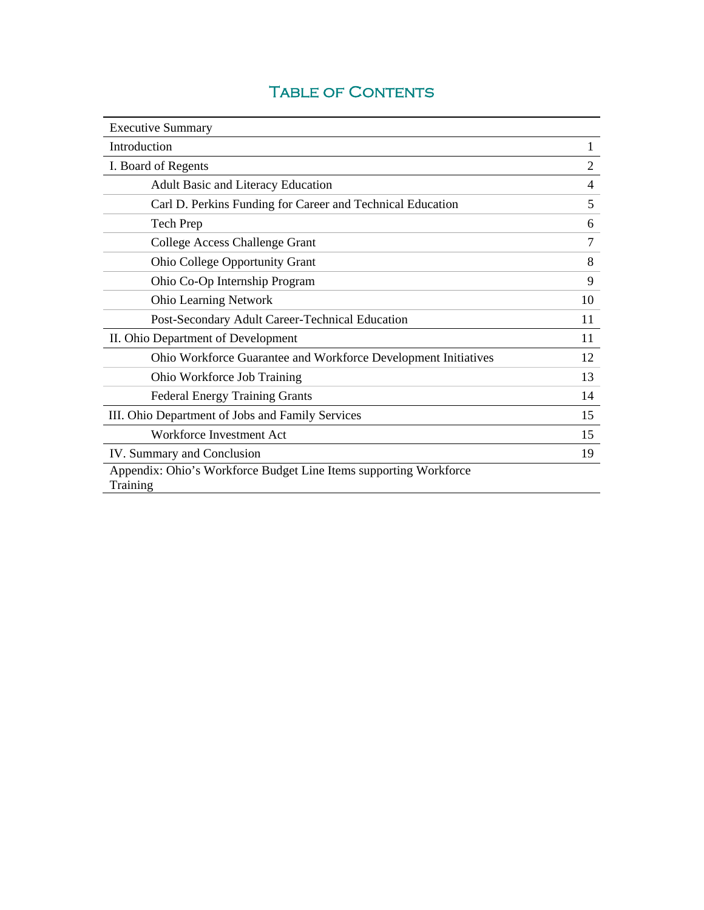# Table of Contents

| | |
|---|---|
| Executive Summary | |
| Introduction | 1 |
| I. Board of Regents | 2 |
| Adult Basic and Literacy Education | 4 |
| Carl D. Perkins Funding for Career and Technical Education | 5 |
| Tech Prep | 6 |
| College Access Challenge Grant | 7 |
| Ohio College Opportunity Grant | 8 |
| Ohio Co-Op Internship Program | 9 |
| Ohio Learning Network | 10 |
| Post-Secondary Adult Career-Technical Education | 11 |
| II. Ohio Department of Development | 11 |
| Ohio Workforce Guarantee and Workforce Development Initiatives | 12 |
| Ohio Workforce Job Training | 13 |
| Federal Energy Training Grants | 14 |
| III. Ohio Department of Jobs and Family Services | 15 |
| Workforce Investment Act | 15 |
| IV. Summary and Conclusion | 19 |
| Appendix: Ohio's Workforce Budget Line Items supporting Workforce Training | |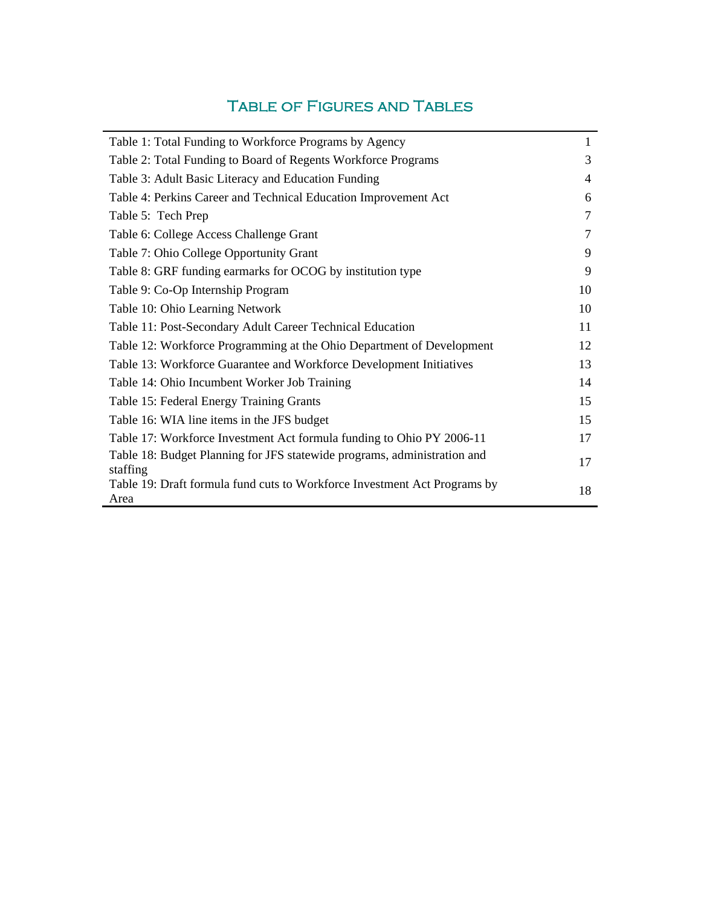# Table of Figures and Tables

| | |
|---|---|
| Table 1: Total Funding to Workforce Programs by Agency | 1 |
| Table 2: Total Funding to Board of Regents Workforce Programs | 3 |
| Table 3: Adult Basic Literacy and Education Funding | 4 |
| Table 4: Perkins Career and Technical Education Improvement Act | 6 |
| Table 5: Tech Prep | 7 |
| Table 6: College Access Challenge Grant | 7 |
| Table 7: Ohio College Opportunity Grant | 9 |
| Table 8: GRF funding earmarks for OCOG by institution type | 9 |
| Table 9: Co-Op Internship Program | 10 |
| Table 10: Ohio Learning Network | 10 |
| Table 11: Post-Secondary Adult Career Technical Education | 11 |
| Table 12: Workforce Programming at the Ohio Department of Development | 12 |
| Table 13: Workforce Guarantee and Workforce Development Initiatives | 13 |
| Table 14: Ohio Incumbent Worker Job Training | 14 |
| Table 15: Federal Energy Training Grants | 15 |
| Table 16: WIA line items in the JFS budget | 15 |
| Table 17: Workforce Investment Act formula funding to Ohio PY 2006-11 | 17 |
| Table 18: Budget Planning for JFS statewide programs, administration and staffing | 17 |
| Table 19: Draft formula fund cuts to Workforce Investment Act Programs by Area | 18 |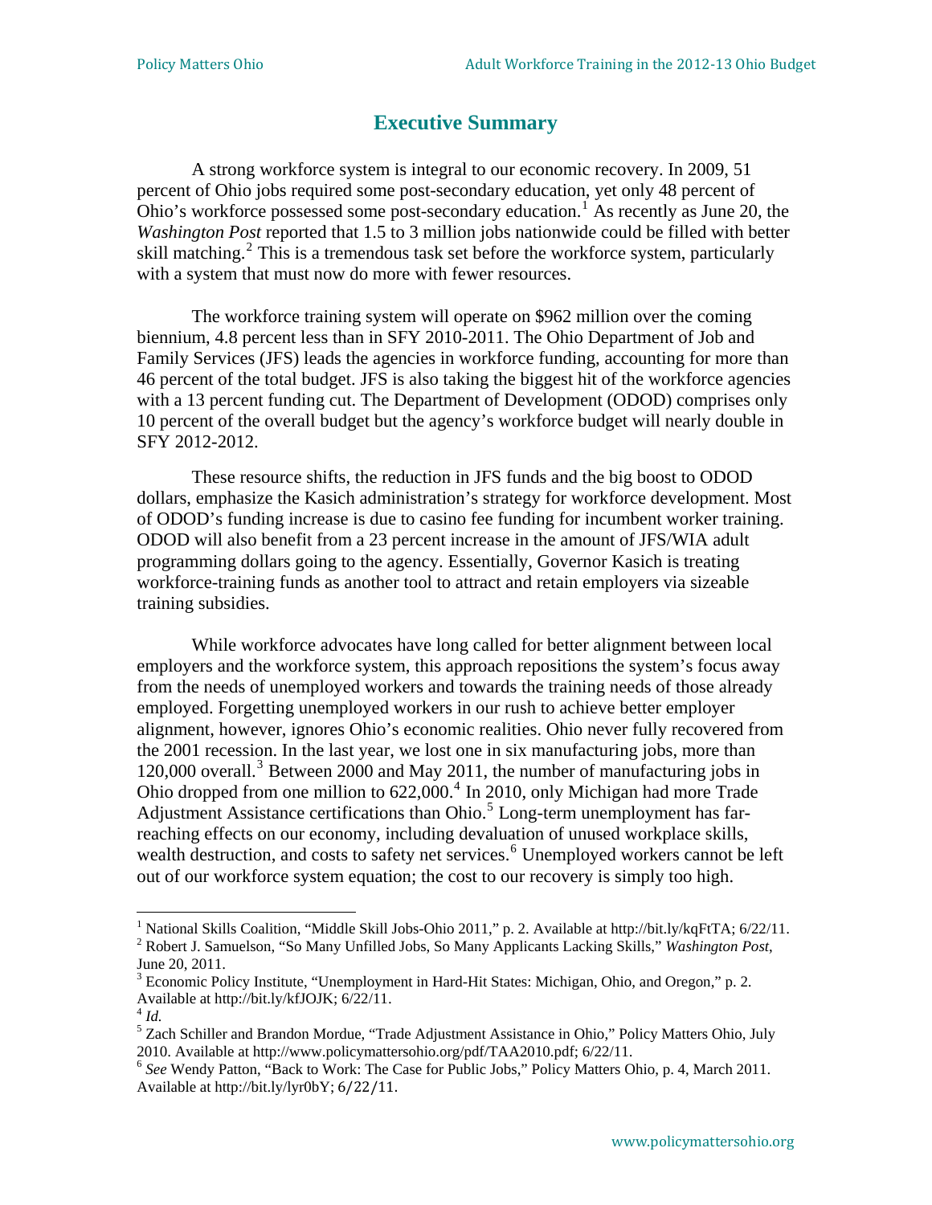# Executive Summary

A strong workforce system is integral to our economic recovery. In 2009, 51 percent of Ohio jobs required some post-secondary education, yet only 48 percent of Ohio's workforce possessed some post-secondary education.[1] As recently as June 20, the *Washington Post* reported that 1.5 to 3 million jobs nationwide could be filled with better skill matching.[2] This is a tremendous task set before the workforce system, particularly with a system that must now do more with fewer resources.

The workforce training system will operate on $962 million over the coming biennium, 4.8 percent less than in SFY 2010-2011. The Ohio Department of Job and Family Services (JFS) leads the agencies in workforce funding, accounting for more than 46 percent of the total budget. JFS is also taking the biggest hit of the workforce agencies with a 13 percent funding cut. The Department of Development (ODOD) comprises only 10 percent of the overall budget but the agency's workforce budget will nearly double in SFY 2012-2012.

These resource shifts, the reduction in JFS funds and the big boost to ODOD dollars, emphasize the Kasich administration's strategy for workforce development. Most of ODOD's funding increase is due to casino fee funding for incumbent worker training. ODOD will also benefit from a 23 percent increase in the amount of JFS/WIA adult programming dollars going to the agency. Essentially, Governor Kasich is treating workforce-training funds as another tool to attract and retain employers via sizeable training subsidies.

While workforce advocates have long called for better alignment between local employers and the workforce system, this approach repositions the system's focus away from the needs of unemployed workers and towards the training needs of those already employed. Forgetting unemployed workers in our rush to achieve better employer alignment, however, ignores Ohio's economic realities. Ohio never fully recovered from the 2001 recession. In the last year, we lost one in six manufacturing jobs, more than 120,000 overall.[3] Between 2000 and May 2011, the number of manufacturing jobs in Ohio dropped from one million to 622,000.[4] In 2010, only Michigan had more Trade Adjustment Assistance certifications than Ohio.[5] Long-term unemployment has far-reaching effects on our economy, including devaluation of unused workplace skills, wealth destruction, and costs to safety net services.[6] Unemployed workers cannot be left out of our workforce system equation; the cost to our recovery is simply too high.

---

[1] National Skills Coalition, "Middle Skill Jobs-Ohio 2011," p. 2. Available at http://bit.ly/kqFtTA; 6/22/11.

[2] Robert J. Samuelson, "So Many Unfilled Jobs, So Many Applicants Lacking Skills," *Washington Post*, June 20, 2011.

[3] Economic Policy Institute, "Unemployment in Hard-Hit States: Michigan, Ohio, and Oregon," p. 2. Available at http://bit.ly/kfJOJK; 6/22/11.

[4] *Id.*

[5] Zach Schiller and Brandon Mordue, "Trade Adjustment Assistance in Ohio," Policy Matters Ohio, July 2010. Available at http://www.policymattersohio.org/pdf/TAA2010.pdf; 6/22/11.

[6] *See* Wendy Patton, "Back to Work: The Case for Public Jobs," Policy Matters Ohio, p. 4, March 2011. Available at http://bit.ly/lyr0bY; 6/22/11.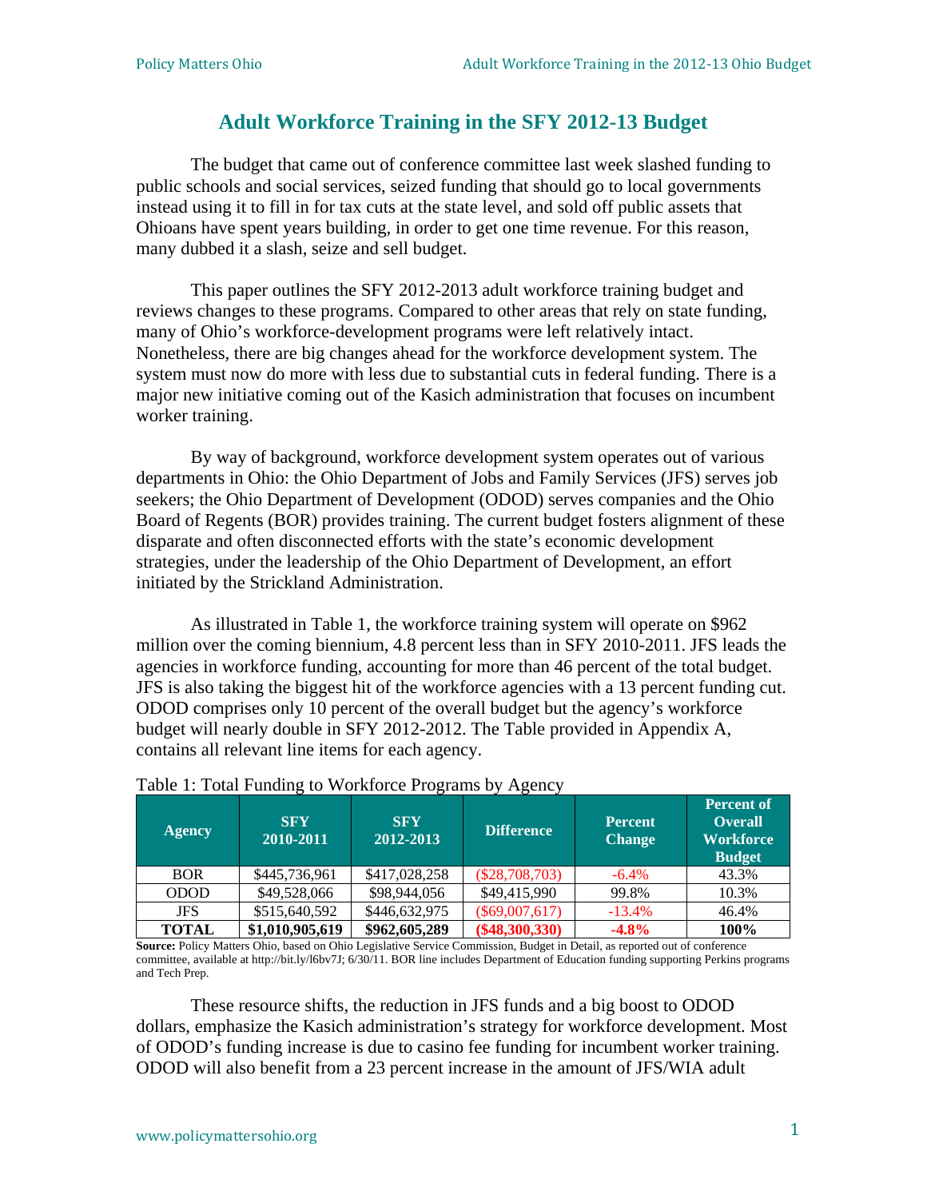# Adult Workforce Training in the SFY 2012-13 Budget

The budget that came out of conference committee last week slashed funding to public schools and social services, seized funding that should go to local governments instead using it to fill in for tax cuts at the state level, and sold off public assets that Ohioans have spent years building, in order to get one time revenue. For this reason, many dubbed it a slash, seize and sell budget.

This paper outlines the SFY 2012-2013 adult workforce training budget and reviews changes to these programs. Compared to other areas that rely on state funding, many of Ohio's workforce-development programs were left relatively intact. Nonetheless, there are big changes ahead for the workforce development system. The system must now do more with less due to substantial cuts in federal funding. There is a major new initiative coming out of the Kasich administration that focuses on incumbent worker training.

By way of background, workforce development system operates out of various departments in Ohio: the Ohio Department of Jobs and Family Services (JFS) serves job seekers; the Ohio Department of Development (ODOD) serves companies and the Ohio Board of Regents (BOR) provides training. The current budget fosters alignment of these disparate and often disconnected efforts with the state's economic development strategies, under the leadership of the Ohio Department of Development, an effort initiated by the Strickland Administration.

As illustrated in Table 1, the workforce training system will operate on $962 million over the coming biennium, 4.8 percent less than in SFY 2010-2011. JFS leads the agencies in workforce funding, accounting for more than 46 percent of the total budget. JFS is also taking the biggest hit of the workforce agencies with a 13 percent funding cut. ODOD comprises only 10 percent of the overall budget but the agency's workforce budget will nearly double in SFY 2012-2012. The Table provided in Appendix A, contains all relevant line items for each agency.

Table 1: Total Funding to Workforce Programs by Agency

| Agency | SFY 2010-2011 | SFY 2012-2013 | Difference | Percent Change | Percent of Overall Workforce Budget |
|---|---|---|---|---|---|
| BOR | $445,736,961 | $417,028,258 | ($28,708,703) | -6.4% | 43.3% |
| ODOD | $49,528,066 | $98,944,056 | $49,415,990 | 99.8% | 10.3% |
| JFS | $515,640,592 | $446,632,975 | ($69,007,617) | -13.4% | 46.4% |
| **TOTAL** | **$1,010,905,619** | **$962,605,289** | **($48,300,330)** | **-4.8%** | **100%** |

**Source:** Policy Matters Ohio, based on Ohio Legislative Service Commission, Budget in Detail, as reported out of conference committee, available at http://bit.ly/l6bv7J; 6/30/11. BOR line includes Department of Education funding supporting Perkins programs and Tech Prep.

These resource shifts, the reduction in JFS funds and a big boost to ODOD dollars, emphasize the Kasich administration's strategy for workforce development. Most of ODOD's funding increase is due to casino fee funding for incumbent worker training. ODOD will also benefit from a 23 percent increase in the amount of JFS/WIA adult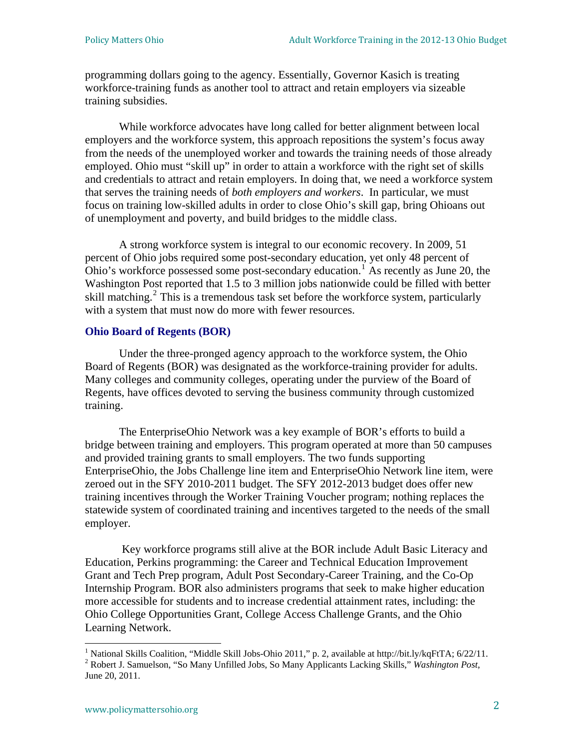programming dollars going to the agency. Essentially, Governor Kasich is treating workforce-training funds as another tool to attract and retain employers via sizeable training subsidies.

While workforce advocates have long called for better alignment between local employers and the workforce system, this approach repositions the system's focus away from the needs of the unemployed worker and towards the training needs of those already employed. Ohio must "skill up" in order to attain a workforce with the right set of skills and credentials to attract and retain employers. In doing that, we need a workforce system that serves the training needs of *both employers and workers*. In particular, we must focus on training low-skilled adults in order to close Ohio's skill gap, bring Ohioans out of unemployment and poverty, and build bridges to the middle class.

A strong workforce system is integral to our economic recovery. In 2009, 51 percent of Ohio jobs required some post-secondary education, yet only 48 percent of Ohio's workforce possessed some post-secondary education.[1] As recently as June 20, the Washington Post reported that 1.5 to 3 million jobs nationwide could be filled with better skill matching.[2] This is a tremendous task set before the workforce system, particularly with a system that must now do more with fewer resources.

### Ohio Board of Regents (BOR)

Under the three-pronged agency approach to the workforce system, the Ohio Board of Regents (BOR) was designated as the workforce-training provider for adults. Many colleges and community colleges, operating under the purview of the Board of Regents, have offices devoted to serving the business community through customized training.

The EnterpriseOhio Network was a key example of BOR's efforts to build a bridge between training and employers. This program operated at more than 50 campuses and provided training grants to small employers. The two funds supporting EnterpriseOhio, the Jobs Challenge line item and EnterpriseOhio Network line item, were zeroed out in the SFY 2010-2011 budget. The SFY 2012-2013 budget does offer new training incentives through the Worker Training Voucher program; nothing replaces the statewide system of coordinated training and incentives targeted to the needs of the small employer.

Key workforce programs still alive at the BOR include Adult Basic Literacy and Education, Perkins programming: the Career and Technical Education Improvement Grant and Tech Prep program, Adult Post Secondary-Career Training, and the Co-Op Internship Program. BOR also administers programs that seek to make higher education more accessible for students and to increase credential attainment rates, including: the Ohio College Opportunities Grant, College Access Challenge Grants, and the Ohio Learning Network.

---

[1] National Skills Coalition, "Middle Skill Jobs-Ohio 2011," p. 2, available at http://bit.ly/kqFtTA; 6/22/11.

[2] Robert J. Samuelson, "So Many Unfilled Jobs, So Many Applicants Lacking Skills," *Washington Post*, June 20, 2011.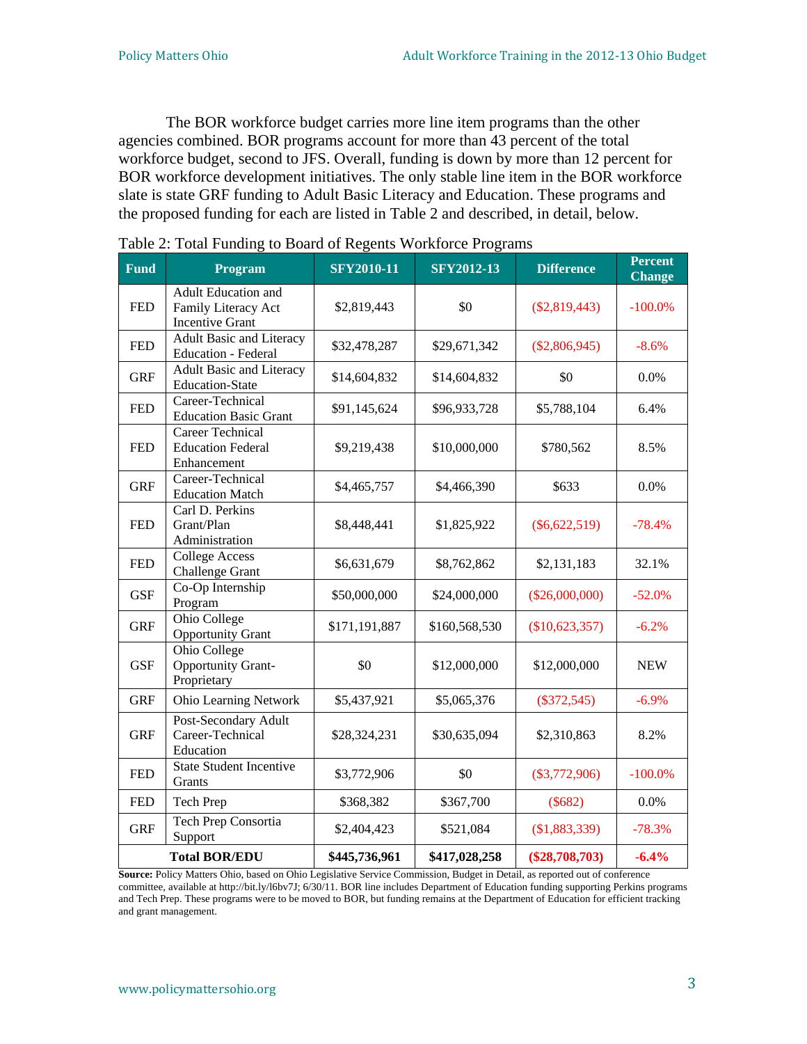The BOR workforce budget carries more line item programs than the other agencies combined. BOR programs account for more than 43 percent of the total workforce budget, second to JFS. Overall, funding is down by more than 12 percent for BOR workforce development initiatives. The only stable line item in the BOR workforce slate is state GRF funding to Adult Basic Literacy and Education. These programs and the proposed funding for each are listed in Table 2 and described, in detail, below.

Table 2: Total Funding to Board of Regents Workforce Programs

| Fund | Program | SFY2010-11 | SFY2012-13 | Difference | Percent Change |
|---|---|---|---|---|---|
| FED | Adult Education and Family Literacy Act Incentive Grant | $2,819,443 | $0 | ($2,819,443) | -100.0% |
| FED | Adult Basic and Literacy Education - Federal | $32,478,287 | $29,671,342 | ($2,806,945) | -8.6% |
| GRF | Adult Basic and Literacy Education-State | $14,604,832 | $14,604,832 | $0 | 0.0% |
| FED | Career-Technical Education Basic Grant | $91,145,624 | $96,933,728 | $5,788,104 | 6.4% |
| FED | Career Technical Education Federal Enhancement | $9,219,438 | $10,000,000 | $780,562 | 8.5% |
| GRF | Career-Technical Education Match | $4,465,757 | $4,466,390 | $633 | 0.0% |
| FED | Carl D. Perkins Grant/Plan Administration | $8,448,441 | $1,825,922 | ($6,622,519) | -78.4% |
| FED | College Access Challenge Grant | $6,631,679 | $8,762,862 | $2,131,183 | 32.1% |
| GSF | Co-Op Internship Program | $50,000,000 | $24,000,000 | ($26,000,000) | -52.0% |
| GRF | Ohio College Opportunity Grant | $171,191,887 | $160,568,530 | ($10,623,357) | -6.2% |
| GSF | Ohio College Opportunity Grant-Proprietary | $0 | $12,000,000 | $12,000,000 | NEW |
| GRF | Ohio Learning Network | $5,437,921 | $5,065,376 | ($372,545) | -6.9% |
| GRF | Post-Secondary Adult Career-Technical Education | $28,324,231 | $30,635,094 | $2,310,863 | 8.2% |
| FED | State Student Incentive Grants | $3,772,906 | $0 | ($3,772,906) | -100.0% |
| FED | Tech Prep | $368,382 | $367,700 | ($682) | 0.0% |
| GRF | Tech Prep Consortia Support | $2,404,423 | $521,084 | ($1,883,339) | -78.3% |
| **Total BOR/EDU** | | **$445,736,961** | **$417,028,258** | **($28,708,703)** | **-6.4%** |

**Source:** Policy Matters Ohio, based on Ohio Legislative Service Commission, Budget in Detail, as reported out of conference committee, available at http://bit.ly/l6bv7J; 6/30/11. BOR line includes Department of Education funding supporting Perkins programs and Tech Prep. These programs were to be moved to BOR, but funding remains at the Department of Education for efficient tracking and grant management.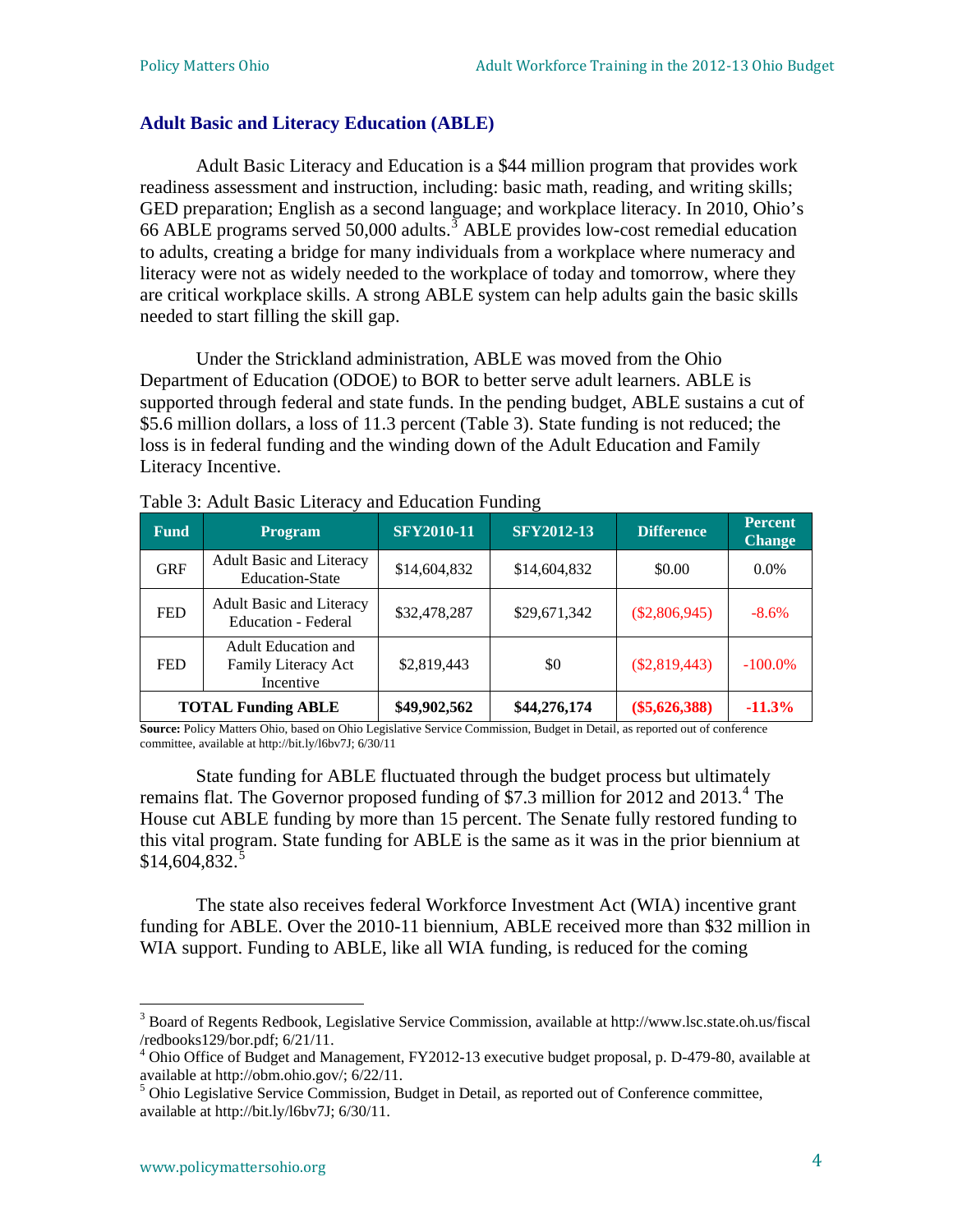### Adult Basic and Literacy Education (ABLE)

Adult Basic Literacy and Education is a $44 million program that provides work readiness assessment and instruction, including: basic math, reading, and writing skills; GED preparation; English as a second language; and workplace literacy. In 2010, Ohio's 66 ABLE programs served 50,000 adults.[3] ABLE provides low-cost remedial education to adults, creating a bridge for many individuals from a workplace where numeracy and literacy were not as widely needed to the workplace of today and tomorrow, where they are critical workplace skills. A strong ABLE system can help adults gain the basic skills needed to start filling the skill gap.

Under the Strickland administration, ABLE was moved from the Ohio Department of Education (ODOE) to BOR to better serve adult learners. ABLE is supported through federal and state funds. In the pending budget, ABLE sustains a cut of $5.6 million dollars, a loss of 11.3 percent (Table 3). State funding is not reduced; the loss is in federal funding and the winding down of the Adult Education and Family Literacy Incentive.

Table 3: Adult Basic Literacy and Education Funding

| Fund | Program | SFY2010-11 | SFY2012-13 | Difference | Percent Change |
|---|---|---|---|---|---|
| GRF | Adult Basic and Literacy Education-State | $14,604,832 | $14,604,832 | $0.00 | 0.0% |
| FED | Adult Basic and Literacy Education - Federal | $32,478,287 | $29,671,342 | ($2,806,945) | -8.6% |
| FED | Adult Education and Family Literacy Act Incentive | $2,819,443 | $0 | ($2,819,443) | -100.0% |
| **TOTAL Funding ABLE** | | **$49,902,562** | **$44,276,174** | **($5,626,388)** | **-11.3%** |

**Source:** Policy Matters Ohio, based on Ohio Legislative Service Commission, Budget in Detail, as reported out of conference committee, available at http://bit.ly/l6bv7J; 6/30/11

State funding for ABLE fluctuated through the budget process but ultimately remains flat. The Governor proposed funding of $7.3 million for 2012 and 2013.[4] The House cut ABLE funding by more than 15 percent. The Senate fully restored funding to this vital program. State funding for ABLE is the same as it was in the prior biennium at $14,604,832.[5]

The state also receives federal Workforce Investment Act (WIA) incentive grant funding for ABLE. Over the 2010-11 biennium, ABLE received more than $32 million in WIA support. Funding to ABLE, like all WIA funding, is reduced for the coming

[3] Board of Regents Redbook, Legislative Service Commission, available at http://www.lsc.state.oh.us/fiscal/redbooks129/bor.pdf; 6/21/11.

[4] Ohio Office of Budget and Management, FY2012-13 executive budget proposal, p. D-479-80, available at available at http://obm.ohio.gov/; 6/22/11.

[5] Ohio Legislative Service Commission, Budget in Detail, as reported out of Conference committee, available at http://bit.ly/l6bv7J; 6/30/11.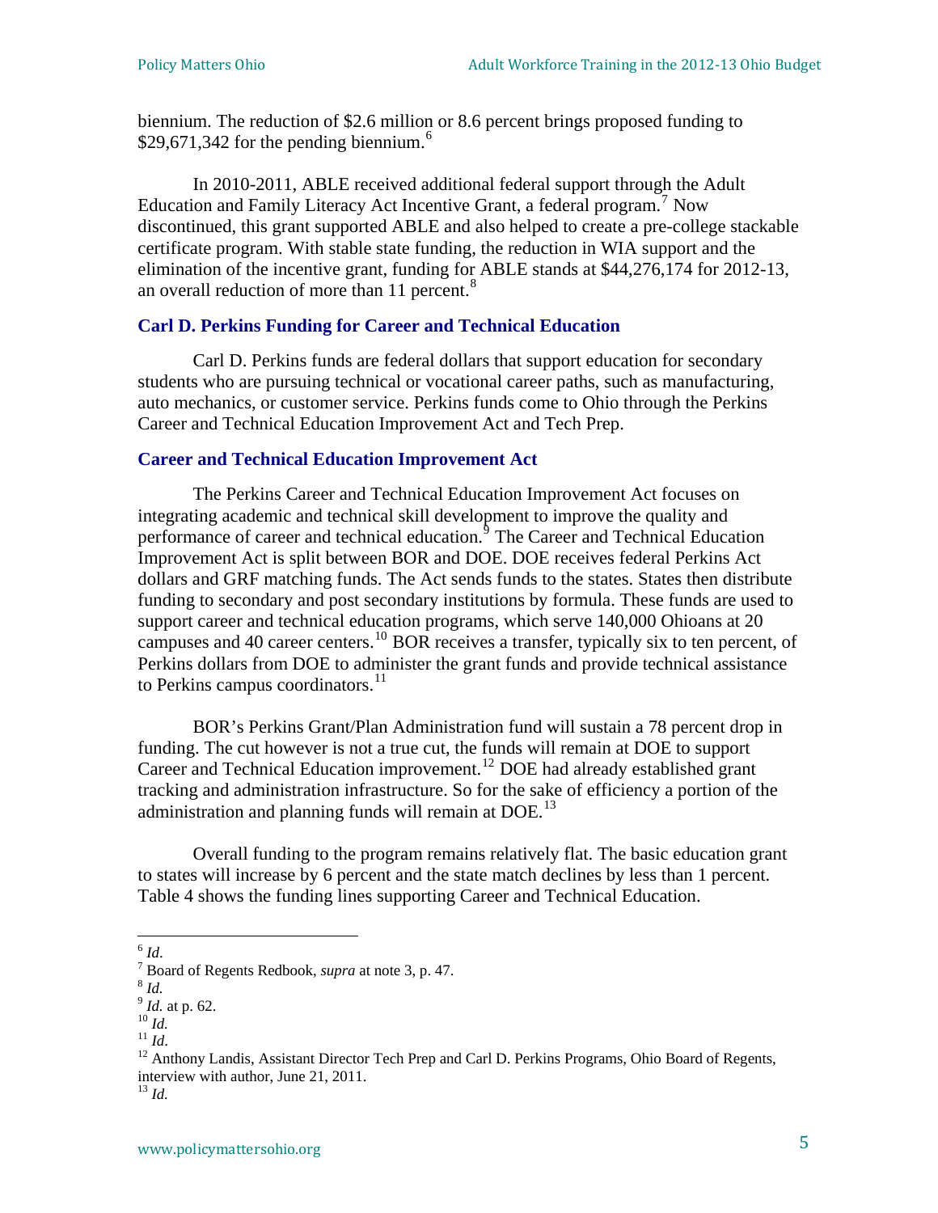biennium. The reduction of $2.6 million or 8.6 percent brings proposed funding to $29,671,342 for the pending biennium.[6]

In 2010-2011, ABLE received additional federal support through the Adult Education and Family Literacy Act Incentive Grant, a federal program.[7] Now discontinued, this grant supported ABLE and also helped to create a pre-college stackable certificate program. With stable state funding, the reduction in WIA support and the elimination of the incentive grant, funding for ABLE stands at $44,276,174 for 2012-13, an overall reduction of more than 11 percent.[8]

### Carl D. Perkins Funding for Career and Technical Education

Carl D. Perkins funds are federal dollars that support education for secondary students who are pursuing technical or vocational career paths, such as manufacturing, auto mechanics, or customer service. Perkins funds come to Ohio through the Perkins Career and Technical Education Improvement Act and Tech Prep.

### Career and Technical Education Improvement Act

The Perkins Career and Technical Education Improvement Act focuses on integrating academic and technical skill development to improve the quality and performance of career and technical education.[9] The Career and Technical Education Improvement Act is split between BOR and DOE. DOE receives federal Perkins Act dollars and GRF matching funds. The Act sends funds to the states. States then distribute funding to secondary and post secondary institutions by formula. These funds are used to support career and technical education programs, which serve 140,000 Ohioans at 20 campuses and 40 career centers.[10] BOR receives a transfer, typically six to ten percent, of Perkins dollars from DOE to administer the grant funds and provide technical assistance to Perkins campus coordinators.[11]

BOR's Perkins Grant/Plan Administration fund will sustain a 78 percent drop in funding. The cut however is not a true cut, the funds will remain at DOE to support Career and Technical Education improvement.[12] DOE had already established grant tracking and administration infrastructure. So for the sake of efficiency a portion of the administration and planning funds will remain at DOE.[13]

Overall funding to the program remains relatively flat. The basic education grant to states will increase by 6 percent and the state match declines by less than 1 percent. Table 4 shows the funding lines supporting Career and Technical Education.

---

[6] *Id*.

[7] Board of Regents Redbook, *supra* at note 3, p. 47.

[8] *Id.*

[9] *Id.* at p. 62.

[10] *Id.*

[11] *Id*.

[12] Anthony Landis, Assistant Director Tech Prep and Carl D. Perkins Programs, Ohio Board of Regents, interview with author, June 21, 2011.

[13] *Id.*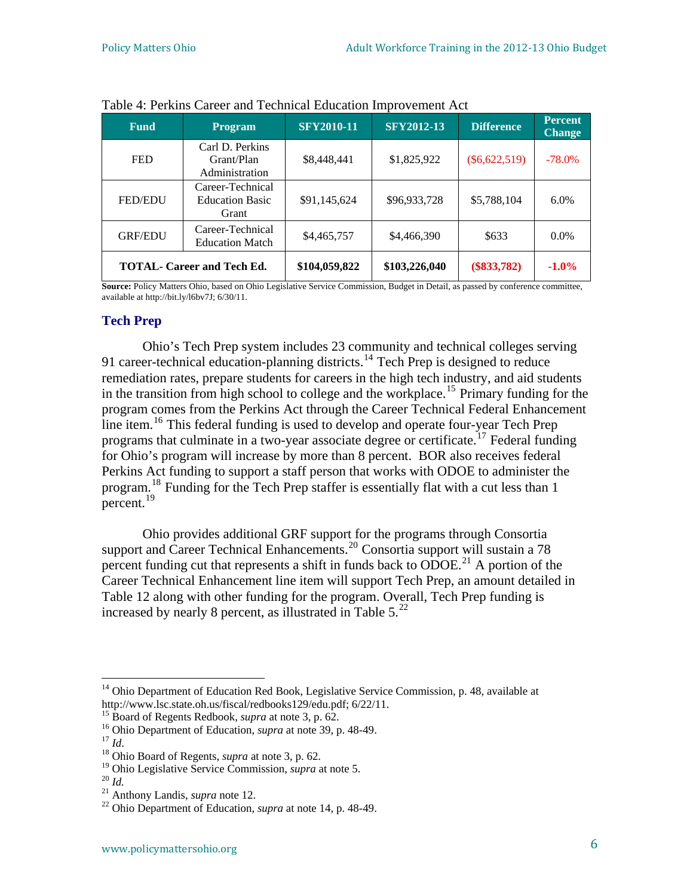Table 4: Perkins Career and Technical Education Improvement Act

| Fund | Program | SFY2010-11 | SFY2012-13 | Difference | Percent Change |
|---|---|---|---|---|---|
| FED | Carl D. Perkins Grant/Plan Administration | $8,448,441 | $1,825,922 | ($6,622,519) | -78.0% |
| FED/EDU | Career-Technical Education Basic Grant | $91,145,624 | $96,933,728 | $5,788,104 | 6.0% |
| GRF/EDU | Career-Technical Education Match | $4,465,757 | $4,466,390 | $633 | 0.0% |
| **TOTAL- Career and Tech Ed.** | | **$104,059,822** | **$103,226,040** | **($833,782)** | **-1.0%** |

**Source:** Policy Matters Ohio, based on Ohio Legislative Service Commission, Budget in Detail, as passed by conference committee, available at http://bit.ly/l6bv7J; 6/30/11.

### Tech Prep

Ohio's Tech Prep system includes 23 community and technical colleges serving 91 career-technical education-planning districts.[14] Tech Prep is designed to reduce remediation rates, prepare students for careers in the high tech industry, and aid students in the transition from high school to college and the workplace.[15] Primary funding for the program comes from the Perkins Act through the Career Technical Federal Enhancement line item.[16] This federal funding is used to develop and operate four-year Tech Prep programs that culminate in a two-year associate degree or certificate.[17] Federal funding for Ohio's program will increase by more than 8 percent. BOR also receives federal Perkins Act funding to support a staff person that works with ODOE to administer the program.[18] Funding for the Tech Prep staffer is essentially flat with a cut less than 1 percent.[19]

Ohio provides additional GRF support for the programs through Consortia support and Career Technical Enhancements.[20] Consortia support will sustain a 78 percent funding cut that represents a shift in funds back to ODOE.[21] A portion of the Career Technical Enhancement line item will support Tech Prep, an amount detailed in Table 12 along with other funding for the program. Overall, Tech Prep funding is increased by nearly 8 percent, as illustrated in Table 5.[22]

---

[14] Ohio Department of Education Red Book, Legislative Service Commission, p. 48, available at http://www.lsc.state.oh.us/fiscal/redbooks129/edu.pdf; 6/22/11.

[15] Board of Regents Redbook, *supra* at note 3, p. 62.

[16] Ohio Department of Education, *supra* at note 39, p. 48-49.

[17] *Id*.

[18] Ohio Board of Regents, *supra* at note 3, p. 62.

[19] Ohio Legislative Service Commission, *supra* at note 5.

[20] *Id.*

[21] Anthony Landis, *supra* note 12.

[22] Ohio Department of Education, *supra* at note 14, p. 48-49.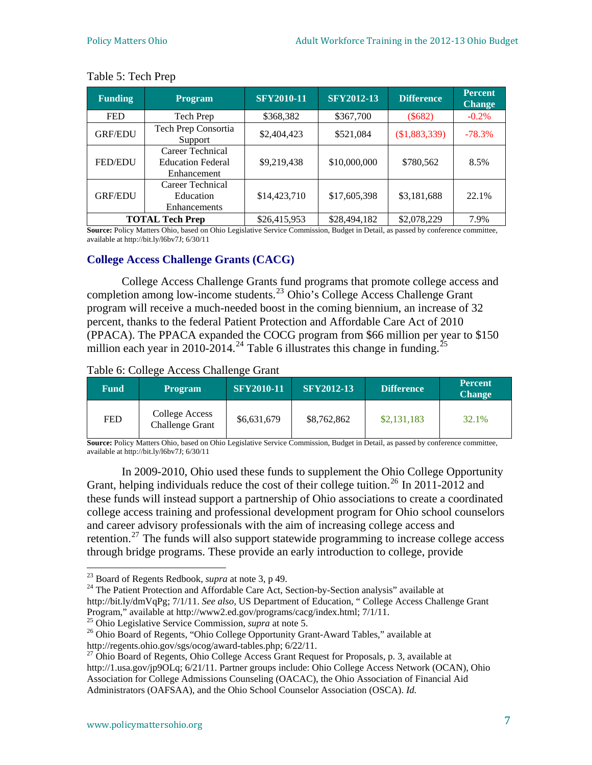Table 5: Tech Prep

| Funding | Program | SFY2010-11 | SFY2012-13 | Difference | Percent Change |
|---|---|---|---|---|---|
| FED | Tech Prep | $368,382 | $367,700 | ($682) | -0.2% |
| GRF/EDU | Tech Prep Consortia Support | $2,404,423 | $521,084 | ($1,883,339) | -78.3% |
| FED/EDU | Career Technical Education Federal Enhancement | $9,219,438 | $10,000,000 | $780,562 | 8.5% |
| GRF/EDU | Career Technical Education Enhancements | $14,423,710 | $17,605,398 | $3,181,688 | 22.1% |
| **TOTAL Tech Prep** | | $26,415,953 | $28,494,182 | $2,078,229 | 7.9% |

**Source:** Policy Matters Ohio, based on Ohio Legislative Service Commission, Budget in Detail, as passed by conference committee, available at http://bit.ly/l6bv7J; 6/30/11

### College Access Challenge Grants (CACG)

College Access Challenge Grants fund programs that promote college access and completion among low-income students.[23] Ohio's College Access Challenge Grant program will receive a much-needed boost in the coming biennium, an increase of 32 percent, thanks to the federal Patient Protection and Affordable Care Act of 2010 (PPACA). The PPACA expanded the COCG program from $66 million per year to $150 million each year in 2010-2014.[24] Table 6 illustrates this change in funding.[25]

Table 6: College Access Challenge Grant

| Fund | Program | SFY2010-11 | SFY2012-13 | Difference | Percent Change |
|---|---|---|---|---|---|
| FED | College Access Challenge Grant | $6,631,679 | $8,762,862 | $2,131,183 | 32.1% |

**Source:** Policy Matters Ohio, based on Ohio Legislative Service Commission, Budget in Detail, as passed by conference committee, available at http://bit.ly/l6bv7J; 6/30/11

In 2009-2010, Ohio used these funds to supplement the Ohio College Opportunity Grant, helping individuals reduce the cost of their college tuition.[26] In 2011-2012 and these funds will instead support a partnership of Ohio associations to create a coordinated college access training and professional development program for Ohio school counselors and career advisory professionals with the aim of increasing college access and retention.[27] The funds will also support statewide programming to increase college access through bridge programs. These provide an early introduction to college, provide

---

[23] Board of Regents Redbook, *supra* at note 3, p 49.

[24] The Patient Protection and Affordable Care Act, Section-by-Section analysis" available at http://bit.ly/dmVqPg; 7/1/11. *See also,* US Department of Education, " College Access Challenge Grant Program," available at http://www2.ed.gov/programs/cacg/index.html; 7/1/11.

[25] Ohio Legislative Service Commission, *supra* at note 5.

[26] Ohio Board of Regents, "Ohio College Opportunity Grant-Award Tables," available at http://regents.ohio.gov/sgs/ocog/award-tables.php; 6/22/11.

[27] Ohio Board of Regents, Ohio College Access Grant Request for Proposals, p. 3, available at http://1.usa.gov/jp9OLq; 6/21/11. Partner groups include: Ohio College Access Network (OCAN), Ohio Association for College Admissions Counseling (OACAC), the Ohio Association of Financial Aid Administrators (OAFSAA), and the Ohio School Counselor Association (OSCA). *Id.*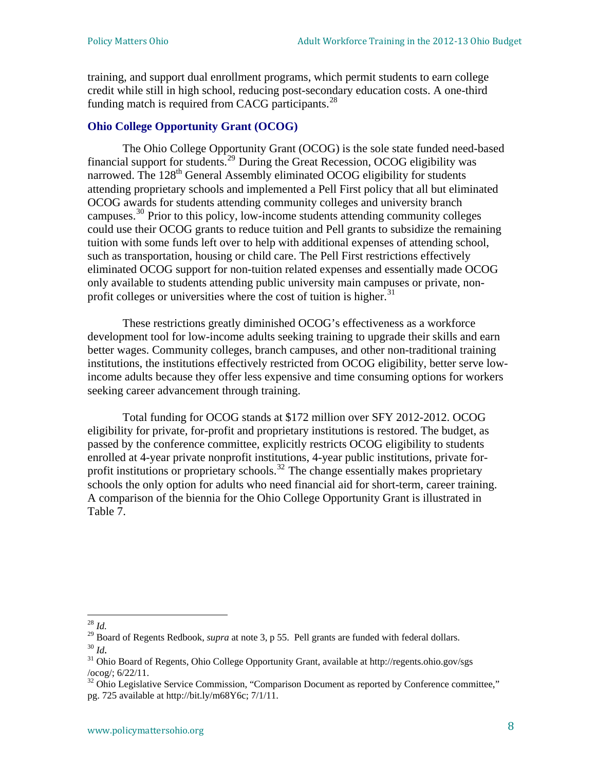training, and support dual enrollment programs, which permit students to earn college credit while still in high school, reducing post-secondary education costs. A one-third funding match is required from CACG participants.[28]

### Ohio College Opportunity Grant (OCOG)

The Ohio College Opportunity Grant (OCOG) is the sole state funded need-based financial support for students.[29] During the Great Recession, OCOG eligibility was narrowed. The 128th General Assembly eliminated OCOG eligibility for students attending proprietary schools and implemented a Pell First policy that all but eliminated OCOG awards for students attending community colleges and university branch campuses.[30] Prior to this policy, low-income students attending community colleges could use their OCOG grants to reduce tuition and Pell grants to subsidize the remaining tuition with some funds left over to help with additional expenses of attending school, such as transportation, housing or child care. The Pell First restrictions effectively eliminated OCOG support for non-tuition related expenses and essentially made OCOG only available to students attending public university main campuses or private, non-profit colleges or universities where the cost of tuition is higher.[31]

These restrictions greatly diminished OCOG's effectiveness as a workforce development tool for low-income adults seeking training to upgrade their skills and earn better wages. Community colleges, branch campuses, and other non-traditional training institutions, the institutions effectively restricted from OCOG eligibility, better serve low-income adults because they offer less expensive and time consuming options for workers seeking career advancement through training.

Total funding for OCOG stands at $172 million over SFY 2012-2012. OCOG eligibility for private, for-profit and proprietary institutions is restored. The budget, as passed by the conference committee, explicitly restricts OCOG eligibility to students enrolled at 4-year private nonprofit institutions, 4-year public institutions, private for-profit institutions or proprietary schools.[32] The change essentially makes proprietary schools the only option for adults who need financial aid for short-term, career training. A comparison of the biennia for the Ohio College Opportunity Grant is illustrated in Table 7.

---

[28] *Id.*

[29] Board of Regents Redbook, *supra* at note 3, p 55. Pell grants are funded with federal dollars.

[30] *Id.*

[31] Ohio Board of Regents, Ohio College Opportunity Grant, available at http://regents.ohio.gov/sgs/ocog/; 6/22/11.

[32] Ohio Legislative Service Commission, "Comparison Document as reported by Conference committee," pg. 725 available at http://bit.ly/m68Y6c; 7/1/11.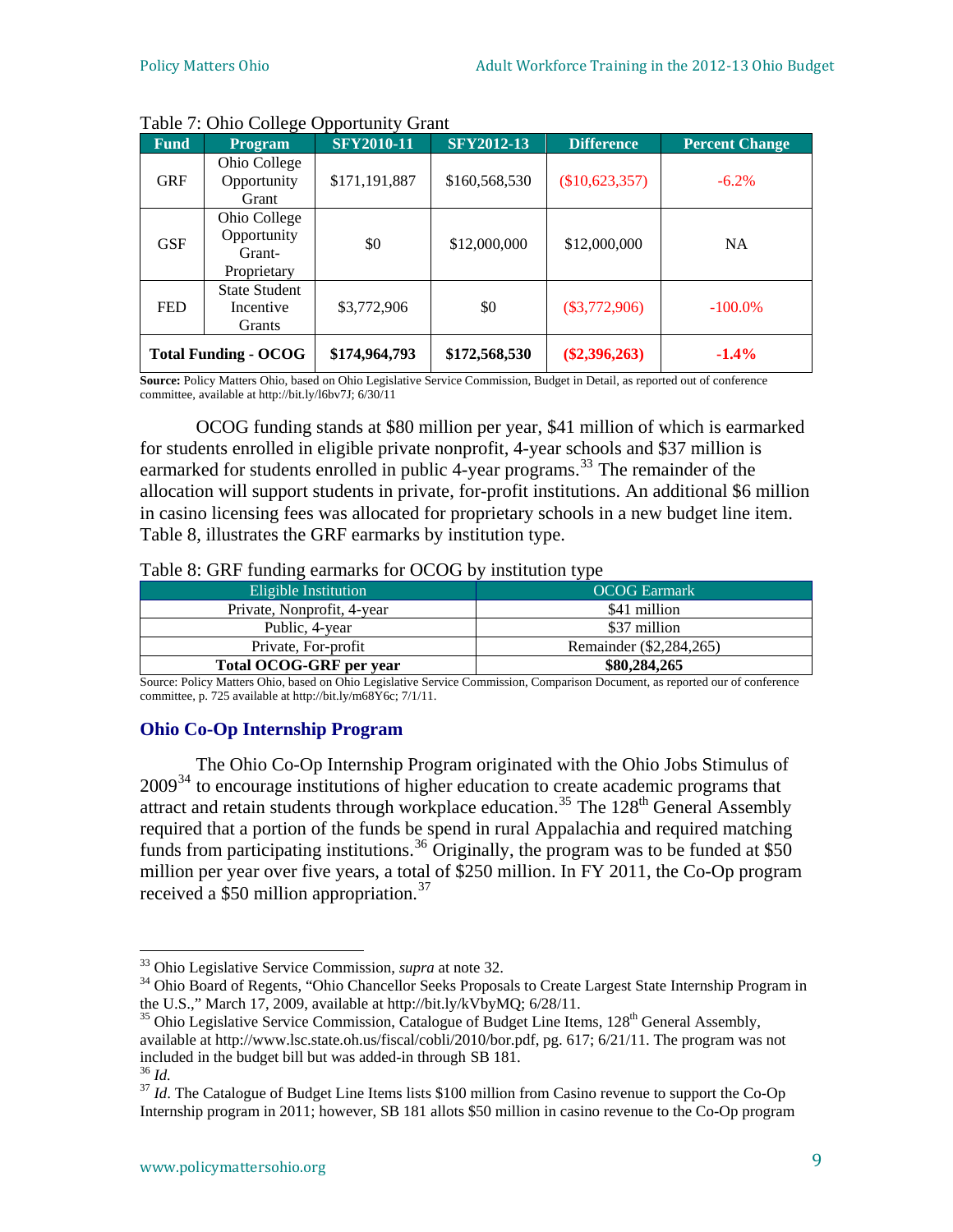Table 7: Ohio College Opportunity Grant

| Fund | Program | SFY2010-11 | SFY2012-13 | Difference | Percent Change |
|---|---|---|---|---|---|
| GRF | Ohio College Opportunity Grant | $171,191,887 | $160,568,530 | ($10,623,357) | -6.2% |
| GSF | Ohio College Opportunity Grant-Proprietary | $0 | $12,000,000 | $12,000,000 | NA |
| FED | State Student Incentive Grants | $3,772,906 | $0 | ($3,772,906) | -100.0% |
| **Total Funding - OCOG** | | **$174,964,793** | **$172,568,530** | **($2,396,263)** | **-1.4%** |

**Source:** Policy Matters Ohio, based on Ohio Legislative Service Commission, Budget in Detail, as reported out of conference committee, available at http://bit.ly/l6bv7J; 6/30/11

OCOG funding stands at $80 million per year, $41 million of which is earmarked for students enrolled in eligible private nonprofit, 4-year schools and $37 million is earmarked for students enrolled in public 4-year programs.[33] The remainder of the allocation will support students in private, for-profit institutions. An additional $6 million in casino licensing fees was allocated for proprietary schools in a new budget line item. Table 8, illustrates the GRF earmarks by institution type.

Table 8: GRF funding earmarks for OCOG by institution type

| Eligible Institution | OCOG Earmark |
|---|---|
| Private, Nonprofit, 4-year | $41 million |
| Public, 4-year | $37 million |
| Private, For-profit | Remainder ($2,284,265) |
| **Total OCOG-GRF per year** | **$80,284,265** |

Source: Policy Matters Ohio, based on Ohio Legislative Service Commission, Comparison Document, as reported our of conference committee, p. 725 available at http://bit.ly/m68Y6c; 7/1/11.

## Ohio Co-Op Internship Program

The Ohio Co-Op Internship Program originated with the Ohio Jobs Stimulus of 2009[34] to encourage institutions of higher education to create academic programs that attract and retain students through workplace education.[35] The 128th General Assembly required that a portion of the funds be spend in rural Appalachia and required matching funds from participating institutions.[36] Originally, the program was to be funded at $50 million per year over five years, a total of $250 million. In FY 2011, the Co-Op program received a $50 million appropriation.[37]

---

[33] Ohio Legislative Service Commission, *supra* at note 32.

[34] Ohio Board of Regents, "Ohio Chancellor Seeks Proposals to Create Largest State Internship Program in the U.S.," March 17, 2009, available at http://bit.ly/kVbyMQ; 6/28/11.

[35] Ohio Legislative Service Commission, Catalogue of Budget Line Items, 128th General Assembly, available at http://www.lsc.state.oh.us/fiscal/cobli/2010/bor.pdf, pg. 617; 6/21/11. The program was not included in the budget bill but was added-in through SB 181.

[36] *Id.*

[37] *Id*. The Catalogue of Budget Line Items lists $100 million from Casino revenue to support the Co-Op Internship program in 2011; however, SB 181 allots $50 million in casino revenue to the Co-Op program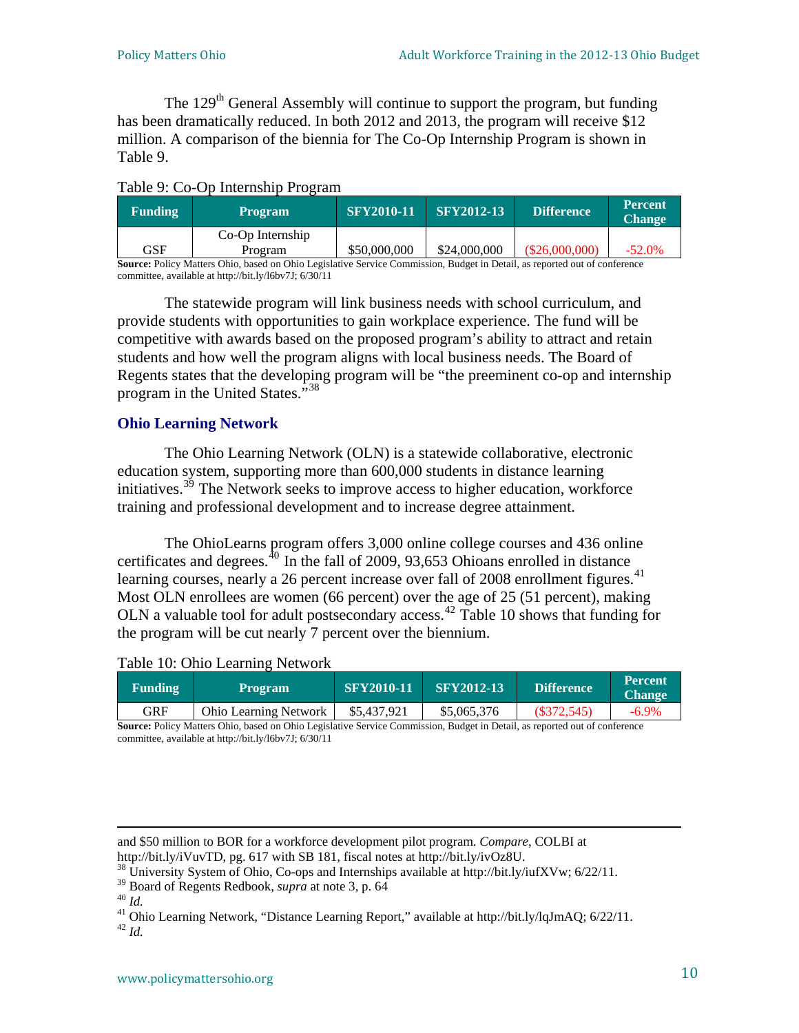The 129th General Assembly will continue to support the program, but funding has been dramatically reduced. In both 2012 and 2013, the program will receive $12 million. A comparison of the biennia for The Co-Op Internship Program is shown in Table 9.

Table 9: Co-Op Internship Program

| Funding | Program | SFY2010-11 | SFY2012-13 | Difference | Percent Change |
| --- | --- | --- | --- | --- | --- |
| GSF | Co-Op Internship Program | $50,000,000 | $24,000,000 | ($26,000,000) | -52.0% |

**Source:** Policy Matters Ohio, based on Ohio Legislative Service Commission, Budget in Detail, as reported out of conference committee, available at http://bit.ly/l6bv7J; 6/30/11

The statewide program will link business needs with school curriculum, and provide students with opportunities to gain workplace experience. The fund will be competitive with awards based on the proposed program's ability to attract and retain students and how well the program aligns with local business needs. The Board of Regents states that the developing program will be "the preeminent co-op and internship program in the United States."[38]

### Ohio Learning Network

The Ohio Learning Network (OLN) is a statewide collaborative, electronic education system, supporting more than 600,000 students in distance learning initiatives.[39] The Network seeks to improve access to higher education, workforce training and professional development and to increase degree attainment.

The OhioLearns program offers 3,000 online college courses and 436 online certificates and degrees.[40] In the fall of 2009, 93,653 Ohioans enrolled in distance learning courses, nearly a 26 percent increase over fall of 2008 enrollment figures.[41] Most OLN enrollees are women (66 percent) over the age of 25 (51 percent), making OLN a valuable tool for adult postsecondary access.[42] Table 10 shows that funding for the program will be cut nearly 7 percent over the biennium.

Table 10: Ohio Learning Network

| Funding | Program | SFY2010-11 | SFY2012-13 | Difference | Percent Change |
| --- | --- | --- | --- | --- | --- |
| GRF | Ohio Learning Network | $5,437,921 | $5,065,376 | ($372,545) | -6.9% |

**Source:** Policy Matters Ohio, based on Ohio Legislative Service Commission, Budget in Detail, as reported out of conference committee, available at http://bit.ly/l6bv7J; 6/30/11

---

and $50 million to BOR for a workforce development pilot program. *Compare*, COLBI at http://bit.ly/iVuvTD, pg. 617 with SB 181, fiscal notes at http://bit.ly/ivOz8U.

[38] University System of Ohio, Co-ops and Internships available at http://bit.ly/iufXVw; 6/22/11.

[39] Board of Regents Redbook, *supra* at note 3, p. 64

[40] *Id.*

[41] Ohio Learning Network, "Distance Learning Report," available at http://bit.ly/lqJmAQ; 6/22/11.

[42] *Id.*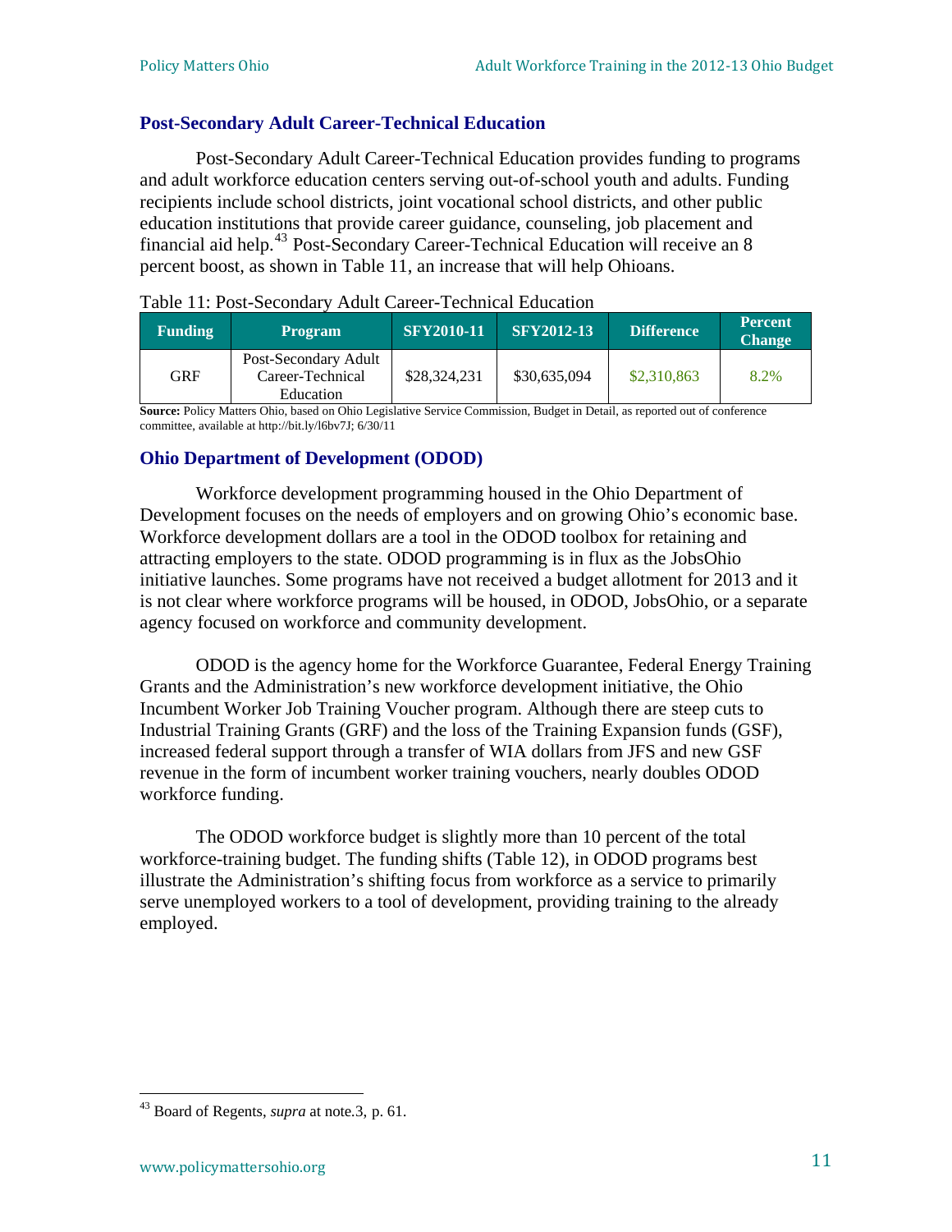## Post-Secondary Adult Career-Technical Education

Post-Secondary Adult Career-Technical Education provides funding to programs and adult workforce education centers serving out-of-school youth and adults. Funding recipients include school districts, joint vocational school districts, and other public education institutions that provide career guidance, counseling, job placement and financial aid help.[43] Post-Secondary Career-Technical Education will receive an 8 percent boost, as shown in Table 11, an increase that will help Ohioans.

Table 11: Post-Secondary Adult Career-Technical Education

| Funding | Program | SFY2010-11 | SFY2012-13 | Difference | Percent Change |
|---|---|---|---|---|---|
| GRF | Post-Secondary Adult Career-Technical Education | $28,324,231 | $30,635,094 | $2,310,863 | 8.2% |

**Source:** Policy Matters Ohio, based on Ohio Legislative Service Commission, Budget in Detail, as reported out of conference committee, available at http://bit.ly/l6bv7J; 6/30/11

## Ohio Department of Development (ODOD)

Workforce development programming housed in the Ohio Department of Development focuses on the needs of employers and on growing Ohio's economic base. Workforce development dollars are a tool in the ODOD toolbox for retaining and attracting employers to the state. ODOD programming is in flux as the JobsOhio initiative launches. Some programs have not received a budget allotment for 2013 and it is not clear where workforce programs will be housed, in ODOD, JobsOhio, or a separate agency focused on workforce and community development.

ODOD is the agency home for the Workforce Guarantee, Federal Energy Training Grants and the Administration's new workforce development initiative, the Ohio Incumbent Worker Job Training Voucher program. Although there are steep cuts to Industrial Training Grants (GRF) and the loss of the Training Expansion funds (GSF), increased federal support through a transfer of WIA dollars from JFS and new GSF revenue in the form of incumbent worker training vouchers, nearly doubles ODOD workforce funding.

The ODOD workforce budget is slightly more than 10 percent of the total workforce-training budget. The funding shifts (Table 12), in ODOD programs best illustrate the Administration's shifting focus from workforce as a service to primarily serve unemployed workers to a tool of development, providing training to the already employed.

---

[43] Board of Regents, *supra* at note.3, p. 61.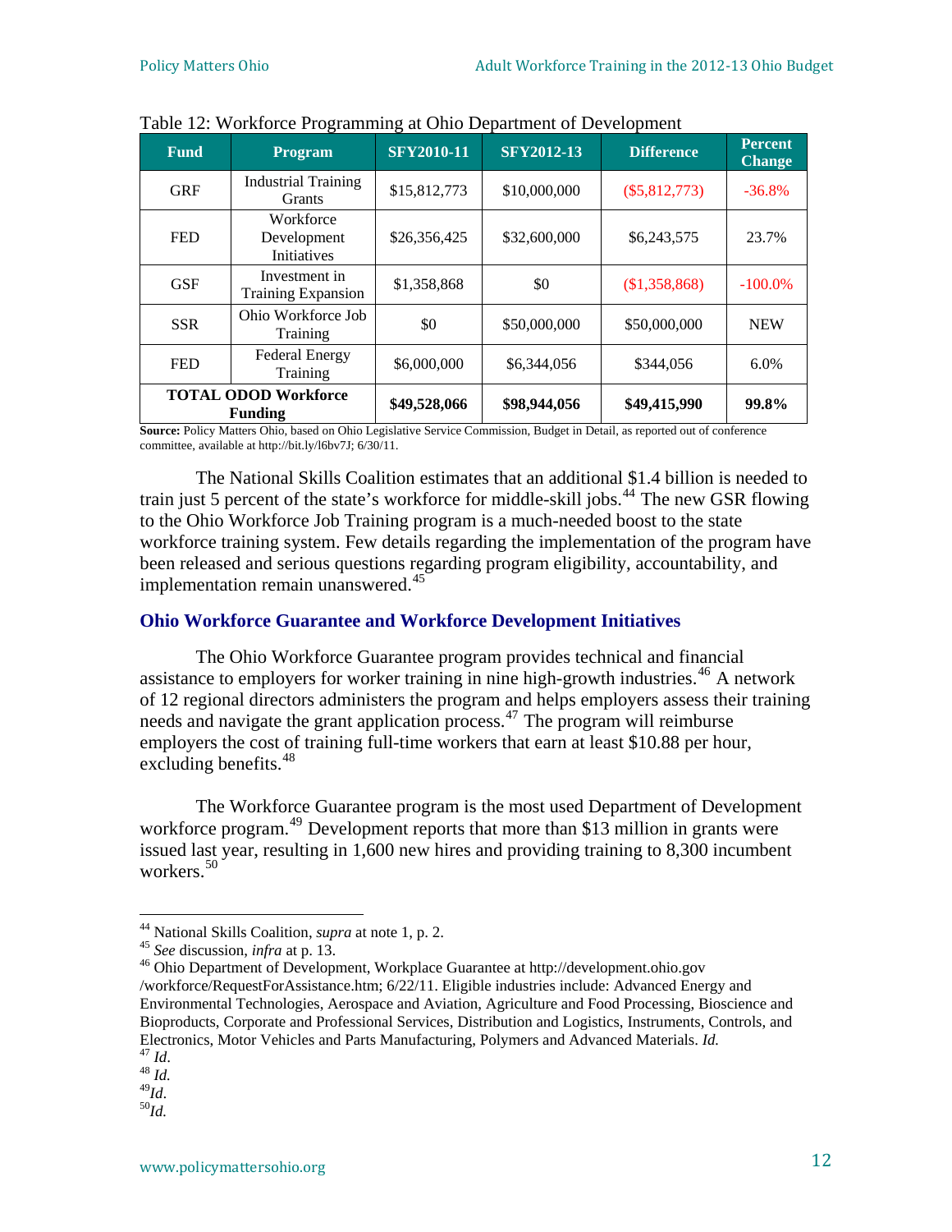Table 12: Workforce Programming at Ohio Department of Development

| Fund | Program | SFY2010-11 | SFY2012-13 | Difference | Percent Change |
|---|---|---|---|---|---|
| GRF | Industrial Training Grants | $15,812,773 | $10,000,000 | ($5,812,773) | -36.8% |
| FED | Workforce Development Initiatives | $26,356,425 | $32,600,000 | $6,243,575 | 23.7% |
| GSF | Investment in Training Expansion | $1,358,868 | $0 | ($1,358,868) | -100.0% |
| SSR | Ohio Workforce Job Training | $0 | $50,000,000 | $50,000,000 | NEW |
| FED | Federal Energy Training | $6,000,000 | $6,344,056 | $344,056 | 6.0% |
| **TOTAL ODOD Workforce Funding** | | **$49,528,066** | **$98,944,056** | **$49,415,990** | **99.8%** |

**Source:** Policy Matters Ohio, based on Ohio Legislative Service Commission, Budget in Detail, as reported out of conference committee, available at http://bit.ly/l6bv7J; 6/30/11.

The National Skills Coalition estimates that an additional $1.4 billion is needed to train just 5 percent of the state's workforce for middle-skill jobs.[44] The new GSR flowing to the Ohio Workforce Job Training program is a much-needed boost to the state workforce training system. Few details regarding the implementation of the program have been released and serious questions regarding program eligibility, accountability, and implementation remain unanswered.[45]

### Ohio Workforce Guarantee and Workforce Development Initiatives

The Ohio Workforce Guarantee program provides technical and financial assistance to employers for worker training in nine high-growth industries.[46] A network of 12 regional directors administers the program and helps employers assess their training needs and navigate the grant application process.[47] The program will reimburse employers the cost of training full-time workers that earn at least $10.88 per hour, excluding benefits.[48]

The Workforce Guarantee program is the most used Department of Development workforce program.[49] Development reports that more than $13 million in grants were issued last year, resulting in 1,600 new hires and providing training to 8,300 incumbent workers.[50]

---

[44] National Skills Coalition, *supra* at note 1, p. 2.
[45] *See* discussion, *infra* at p. 13.
[46] Ohio Department of Development, Workplace Guarantee at http://development.ohio.gov /workforce/RequestForAssistance.htm; 6/22/11. Eligible industries include: Advanced Energy and Environmental Technologies, Aerospace and Aviation, Agriculture and Food Processing, Bioscience and Bioproducts, Corporate and Professional Services, Distribution and Logistics, Instruments, Controls, and Electronics, Motor Vehicles and Parts Manufacturing, Polymers and Advanced Materials. *Id.*
[47] *Id.*
[48] *Id.*
[49] *Id.*
[50] *Id.*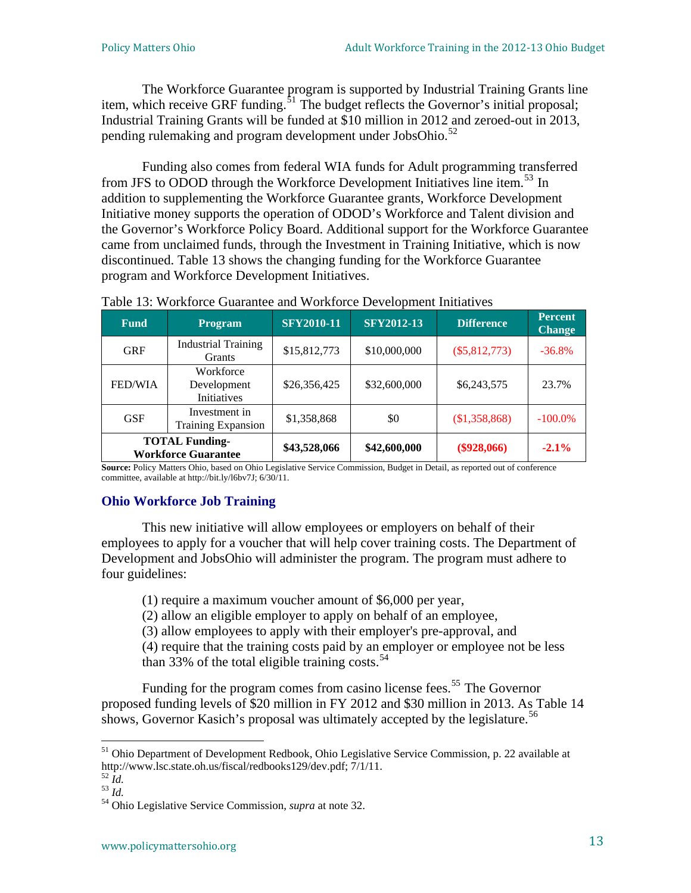The Workforce Guarantee program is supported by Industrial Training Grants line item, which receive GRF funding.[51] The budget reflects the Governor's initial proposal; Industrial Training Grants will be funded at $10 million in 2012 and zeroed-out in 2013, pending rulemaking and program development under JobsOhio.[52]

Funding also comes from federal WIA funds for Adult programming transferred from JFS to ODOD through the Workforce Development Initiatives line item.[53] In addition to supplementing the Workforce Guarantee grants, Workforce Development Initiative money supports the operation of ODOD's Workforce and Talent division and the Governor's Workforce Policy Board. Additional support for the Workforce Guarantee came from unclaimed funds, through the Investment in Training Initiative, which is now discontinued. Table 13 shows the changing funding for the Workforce Guarantee program and Workforce Development Initiatives.

Table 13: Workforce Guarantee and Workforce Development Initiatives

| Fund | Program | SFY2010-11 | SFY2012-13 | Difference | Percent Change |
|---|---|---|---|---|---|
| GRF | Industrial Training Grants | $15,812,773 | $10,000,000 | ($5,812,773) | -36.8% |
| FED/WIA | Workforce Development Initiatives | $26,356,425 | $32,600,000 | $6,243,575 | 23.7% |
| GSF | Investment in Training Expansion | $1,358,868 | $0 | ($1,358,868) | -100.0% |
| **TOTAL Funding-Workforce Guarantee** | | **$43,528,066** | **$42,600,000** | **($928,066)** | **-2.1%** |

**Source:** Policy Matters Ohio, based on Ohio Legislative Service Commission, Budget in Detail, as reported out of conference committee, available at http://bit.ly/l6bv7J; 6/30/11.

### Ohio Workforce Job Training

This new initiative will allow employees or employers on behalf of their employees to apply for a voucher that will help cover training costs. The Department of Development and JobsOhio will administer the program. The program must adhere to four guidelines:

(1) require a maximum voucher amount of $6,000 per year,
(2) allow an eligible employer to apply on behalf of an employee,
(3) allow employees to apply with their employer's pre-approval, and
(4) require that the training costs paid by an employer or employee not be less than 33% of the total eligible training costs.[54]

Funding for the program comes from casino license fees.[55] The Governor proposed funding levels of $20 million in FY 2012 and $30 million in 2013. As Table 14 shows, Governor Kasich's proposal was ultimately accepted by the legislature.[56]

---

[51] Ohio Department of Development Redbook, Ohio Legislative Service Commission, p. 22 available at http://www.lsc.state.oh.us/fiscal/redbooks129/dev.pdf; 7/1/11.
[52] *Id.*
[53] *Id.*
[54] Ohio Legislative Service Commission, *supra* at note 32.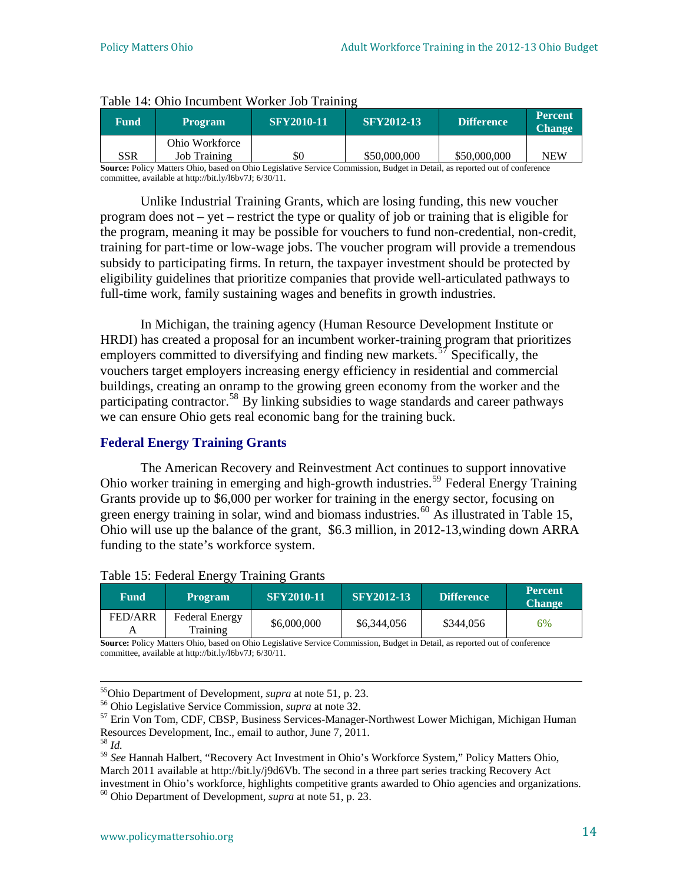Table 14: Ohio Incumbent Worker Job Training

| Fund | Program | SFY2010-11 | SFY2012-13 | Difference | Percent Change |
|---|---|---|---|---|---|
| SSR | Ohio Workforce Job Training | $0 | $50,000,000 | $50,000,000 | NEW |

**Source:** Policy Matters Ohio, based on Ohio Legislative Service Commission, Budget in Detail, as reported out of conference committee, available at http://bit.ly/l6bv7J; 6/30/11.

Unlike Industrial Training Grants, which are losing funding, this new voucher program does not – yet – restrict the type or quality of job or training that is eligible for the program, meaning it may be possible for vouchers to fund non-credential, non-credit, training for part-time or low-wage jobs. The voucher program will provide a tremendous subsidy to participating firms. In return, the taxpayer investment should be protected by eligibility guidelines that prioritize companies that provide well-articulated pathways to full-time work, family sustaining wages and benefits in growth industries.

In Michigan, the training agency (Human Resource Development Institute or HRDI) has created a proposal for an incumbent worker-training program that prioritizes employers committed to diversifying and finding new markets.[57] Specifically, the vouchers target employers increasing energy efficiency in residential and commercial buildings, creating an onramp to the growing green economy from the worker and the participating contractor.[58] By linking subsidies to wage standards and career pathways we can ensure Ohio gets real economic bang for the training buck.

### Federal Energy Training Grants

The American Recovery and Reinvestment Act continues to support innovative Ohio worker training in emerging and high-growth industries.[59] Federal Energy Training Grants provide up to $6,000 per worker for training in the energy sector, focusing on green energy training in solar, wind and biomass industries.[60] As illustrated in Table 15, Ohio will use up the balance of the grant, $6.3 million, in 2012-13,winding down ARRA funding to the state's workforce system.

Table 15: Federal Energy Training Grants

| Fund | Program | SFY2010-11 | SFY2012-13 | Difference | Percent Change |
|---|---|---|---|---|---|
| FED/ARRA | Federal Energy Training | $6,000,000 | $6,344,056 | $344,056 | 6% |

**Source:** Policy Matters Ohio, based on Ohio Legislative Service Commission, Budget in Detail, as reported out of conference committee, available at http://bit.ly/l6bv7J; 6/30/11.

---

[55] Ohio Department of Development, *supra* at note 51, p. 23.

[56] Ohio Legislative Service Commission, *supra* at note 32.

[57] Erin Von Tom, CDF, CBSP, Business Services-Manager-Northwest Lower Michigan, Michigan Human Resources Development, Inc., email to author, June 7, 2011.

[58] *Id.*

[59] *See* Hannah Halbert, "Recovery Act Investment in Ohio's Workforce System," Policy Matters Ohio, March 2011 available at http://bit.ly/j9d6Vb. The second in a three part series tracking Recovery Act investment in Ohio's workforce, highlights competitive grants awarded to Ohio agencies and organizations.

[60] Ohio Department of Development, *supra* at note 51, p. 23.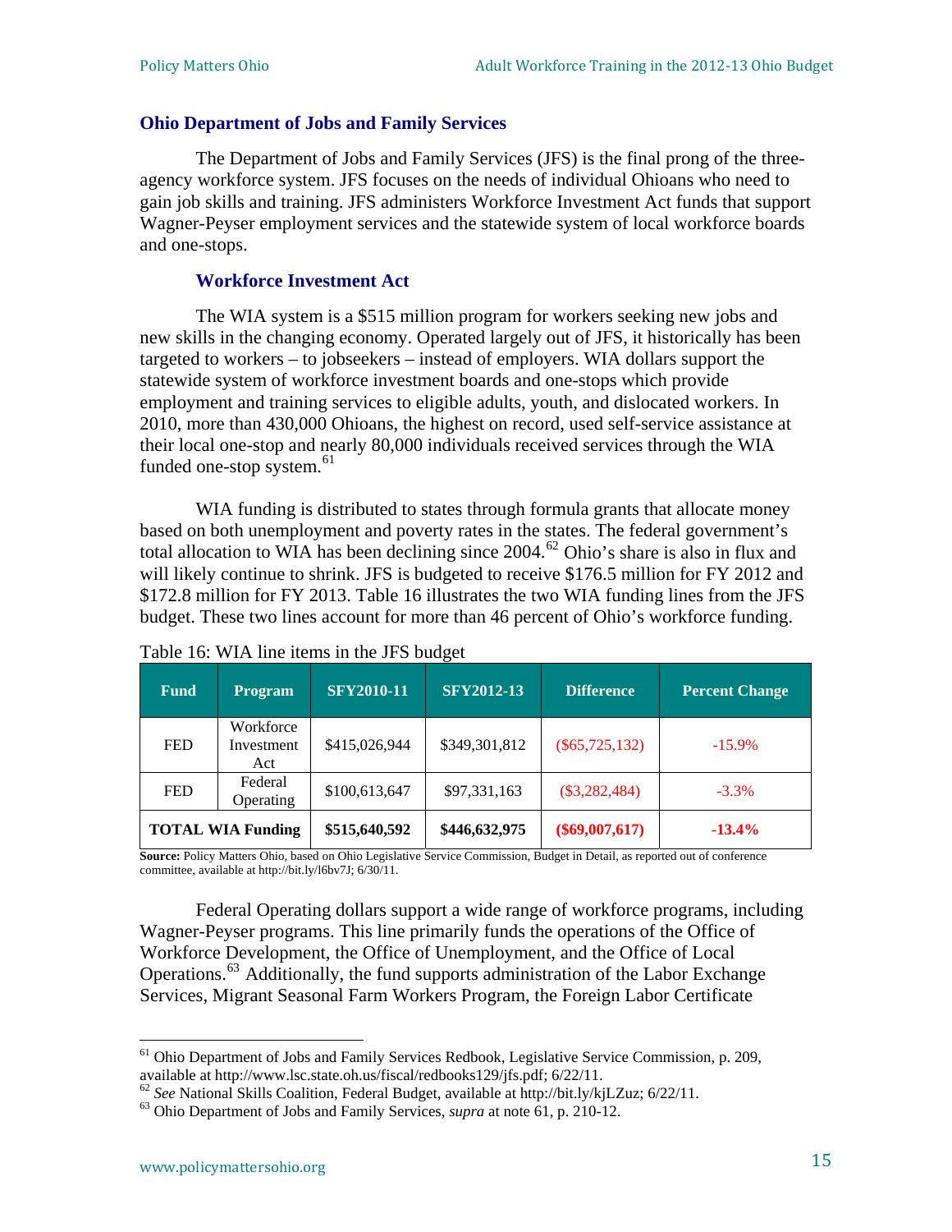## Ohio Department of Jobs and Family Services

The Department of Jobs and Family Services (JFS) is the final prong of the three-agency workforce system. JFS focuses on the needs of individual Ohioans who need to gain job skills and training. JFS administers Workforce Investment Act funds that support Wagner-Peyser employment services and the statewide system of local workforce boards and one-stops.

### Workforce Investment Act

The WIA system is a $515 million program for workers seeking new jobs and new skills in the changing economy. Operated largely out of JFS, it historically has been targeted to workers – to jobseekers – instead of employers. WIA dollars support the statewide system of workforce investment boards and one-stops which provide employment and training services to eligible adults, youth, and dislocated workers. In 2010, more than 430,000 Ohioans, the highest on record, used self-service assistance at their local one-stop and nearly 80,000 individuals received services through the WIA funded one-stop system.[61]

WIA funding is distributed to states through formula grants that allocate money based on both unemployment and poverty rates in the states. The federal government's total allocation to WIA has been declining since 2004.[62] Ohio's share is also in flux and will likely continue to shrink. JFS is budgeted to receive $176.5 million for FY 2012 and $172.8 million for FY 2013. Table 16 illustrates the two WIA funding lines from the JFS budget. These two lines account for more than 46 percent of Ohio's workforce funding.

Table 16: WIA line items in the JFS budget

| Fund | Program | SFY2010-11 | SFY2012-13 | Difference | Percent Change |
|---|---|---|---|---|---|
| FED | Workforce Investment Act | $415,026,944 | $349,301,812 | ($65,725,132) | -15.9% |
| FED | Federal Operating | $100,613,647 | $97,331,163 | ($3,282,484) | -3.3% |
| **TOTAL WIA Funding** | | **$515,640,592** | **$446,632,975** | **($69,007,617)** | **-13.4%** |

**Source:** Policy Matters Ohio, based on Ohio Legislative Service Commission, Budget in Detail, as reported out of conference committee, available at http://bit.ly/l6bv7J; 6/30/11.

Federal Operating dollars support a wide range of workforce programs, including Wagner-Peyser programs. This line primarily funds the operations of the Office of Workforce Development, the Office of Unemployment, and the Office of Local Operations.[63] Additionally, the fund supports administration of the Labor Exchange Services, Migrant Seasonal Farm Workers Program, the Foreign Labor Certificate

---

[61] Ohio Department of Jobs and Family Services Redbook, Legislative Service Commission, p. 209, available at http://www.lsc.state.oh.us/fiscal/redbooks129/jfs.pdf; 6/22/11.

[62] *See* National Skills Coalition, Federal Budget, available at http://bit.ly/kjLZuz; 6/22/11.

[63] Ohio Department of Jobs and Family Services, *supra* at note 61, p. 210-12.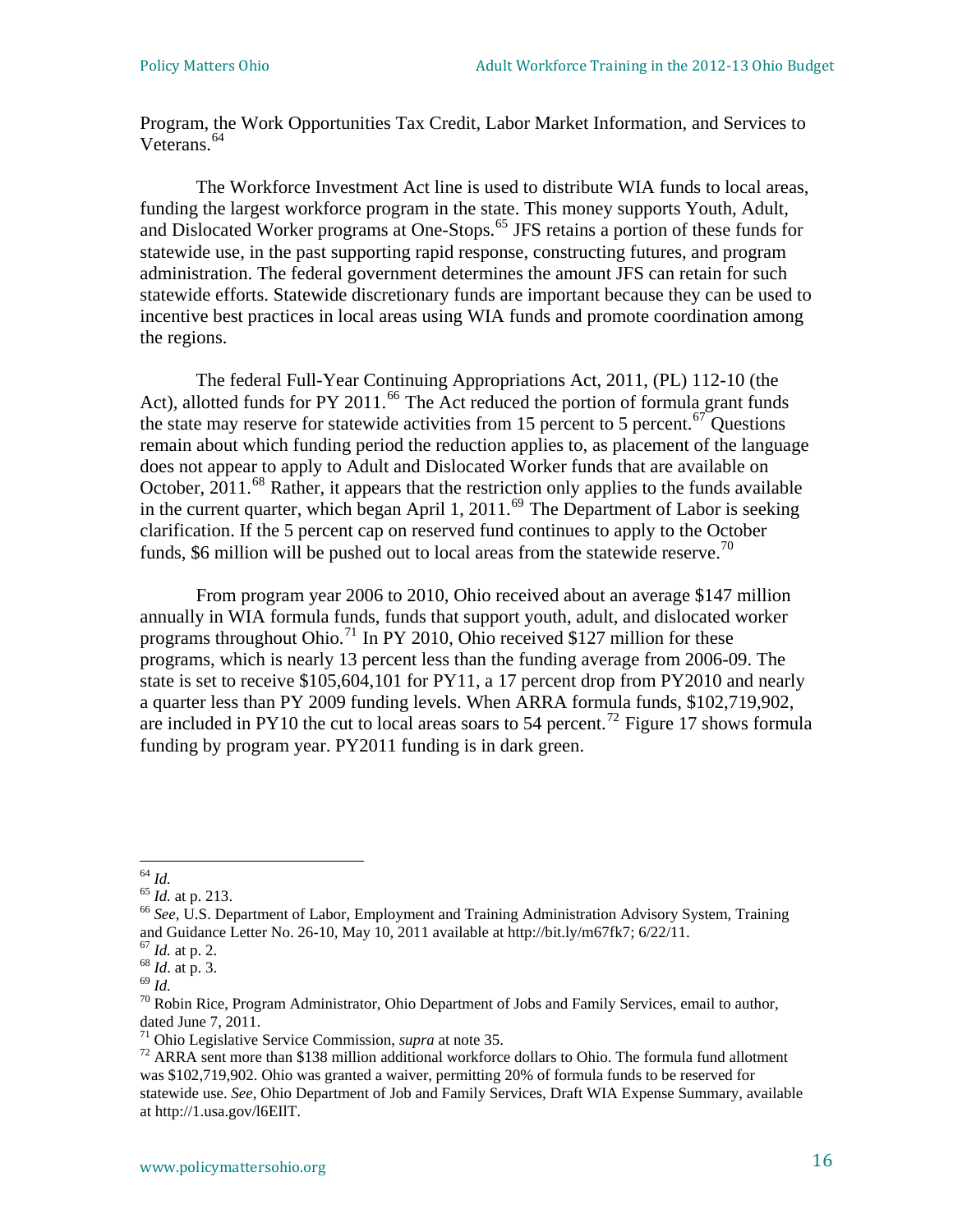Program, the Work Opportunities Tax Credit, Labor Market Information, and Services to Veterans.[64]

The Workforce Investment Act line is used to distribute WIA funds to local areas, funding the largest workforce program in the state. This money supports Youth, Adult, and Dislocated Worker programs at One-Stops.[65] JFS retains a portion of these funds for statewide use, in the past supporting rapid response, constructing futures, and program administration. The federal government determines the amount JFS can retain for such statewide efforts. Statewide discretionary funds are important because they can be used to incentive best practices in local areas using WIA funds and promote coordination among the regions.

The federal Full-Year Continuing Appropriations Act, 2011, (PL) 112-10 (the Act), allotted funds for PY 2011.[66] The Act reduced the portion of formula grant funds the state may reserve for statewide activities from 15 percent to 5 percent.[67] Questions remain about which funding period the reduction applies to, as placement of the language does not appear to apply to Adult and Dislocated Worker funds that are available on October, 2011.[68] Rather, it appears that the restriction only applies to the funds available in the current quarter, which began April 1, 2011.[69] The Department of Labor is seeking clarification. If the 5 percent cap on reserved fund continues to apply to the October funds, $6 million will be pushed out to local areas from the statewide reserve.[70]

From program year 2006 to 2010, Ohio received about an average $147 million annually in WIA formula funds, funds that support youth, adult, and dislocated worker programs throughout Ohio.[71] In PY 2010, Ohio received $127 million for these programs, which is nearly 13 percent less than the funding average from 2006-09. The state is set to receive $105,604,101 for PY11, a 17 percent drop from PY2010 and nearly a quarter less than PY 2009 funding levels. When ARRA formula funds, $102,719,902, are included in PY10 the cut to local areas soars to 54 percent.[72] Figure 17 shows formula funding by program year. PY2011 funding is in dark green.

---

[64] *Id.*

[65] *Id.* at p. 213.

[66] *See*, U.S. Department of Labor, Employment and Training Administration Advisory System, Training and Guidance Letter No. 26-10, May 10, 2011 available at http://bit.ly/m67fk7; 6/22/11.

[67] *Id.* at p. 2.

[68] *Id*. at p. 3.

[69] *Id.*

[70] Robin Rice, Program Administrator, Ohio Department of Jobs and Family Services, email to author, dated June 7, 2011.

[71] Ohio Legislative Service Commission, *supra* at note 35.

[72] ARRA sent more than $138 million additional workforce dollars to Ohio. The formula fund allotment was $102,719,902. Ohio was granted a waiver, permitting 20% of formula funds to be reserved for statewide use. *See*, Ohio Department of Job and Family Services, Draft WIA Expense Summary, available at http://1.usa.gov/l6EIlT.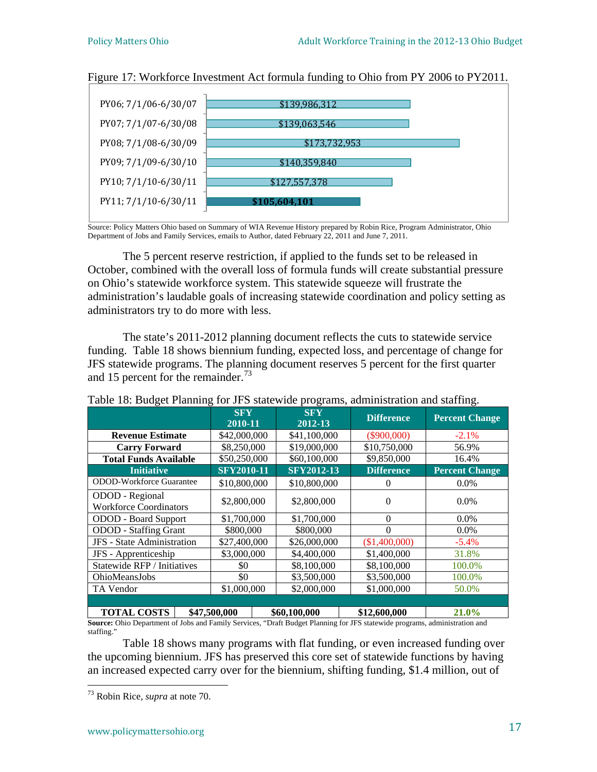Figure 17: Workforce Investment Act formula funding to Ohio from PY 2006 to PY2011.

PY06; 7/1/06-6/30/07 $139,986,312

PY07; 7/1/07-6/30/08 $139,063,546

PY08; 7/1/08-6/30/09 $173,732,953

PY09; 7/1/09-6/30/10 $140,359,840

PY10; 7/1/10-6/30/11 $127,557,378

PY11; 7/1/10-6/30/11 **$105,604,101**

Source: Policy Matters Ohio based on Summary of WIA Revenue History prepared by Robin Rice, Program Administrator, Ohio Department of Jobs and Family Services, emails to Author, dated February 22, 2011 and June 7, 2011.

The 5 percent reserve restriction, if applied to the funds set to be released in October, combined with the overall loss of formula funds will create substantial pressure on Ohio's statewide workforce system. This statewide squeeze will frustrate the administration's laudable goals of increasing statewide coordination and policy setting as administrators try to do more with less.

The state's 2011-2012 planning document reflects the cuts to statewide service funding. Table 18 shows biennium funding, expected loss, and percentage of change for JFS statewide programs. The planning document reserves 5 percent for the first quarter and 15 percent for the remainder.[73]

Table 18: Budget Planning for JFS statewide programs, administration and staffing.

| | SFY 2010-11 | SFY 2012-13 | Difference | Percent Change |
|---|---|---|---|---|
| **Revenue Estimate** | $42,000,000 | $41,100,000 | ($900,000) | -2.1% |
| **Carry Forward** | $8,250,000 | $19,000,000 | $10,750,000 | 56.9% |
| **Total Funds Available** | $50,250,000 | $60,100,000 | $9,850,000 | 16.4% |
| **Initiative** | **SFY2010-11** | **SFY2012-13** | **Difference** | **Percent Change** |
| ODOD-Workforce Guarantee | $10,800,000 | $10,800,000 | 0 | 0.0% |
| ODOD - Regional Workforce Coordinators | $2,800,000 | $2,800,000 | 0 | 0.0% |
| ODOD - Board Support | $1,700,000 | $1,700,000 | 0 | 0.0% |
| ODOD - Staffing Grant | $800,000 | $800,000 | 0 | 0.0% |
| JFS - State Administration | $27,400,000 | $26,000,000 | ($1,400,000) | -5.4% |
| JFS - Apprenticeship | $3,000,000 | $4,400,000 | $1,400,000 | 31.8% |
| Statewide RFP / Initiatives | $0 | $8,100,000 | $8,100,000 | 100.0% |
| OhioMeansJobs | $0 | $3,500,000 | $3,500,000 | 100.0% |
| TA Vendor | $1,000,000 | $2,000,000 | $1,000,000 | 50.0% |
| | | | | |
| **TOTAL COSTS** | **$47,500,000** | **$60,100,000** | **$12,600,000** | **21.0%** |

**Source:** Ohio Department of Jobs and Family Services, "Draft Budget Planning for JFS statewide programs, administration and staffing."

Table 18 shows many programs with flat funding, or even increased funding over the upcoming biennium. JFS has preserved this core set of statewide functions by having an increased expected carry over for the biennium, shifting funding, $1.4 million, out of

[73] Robin Rice, *supra* at note 70.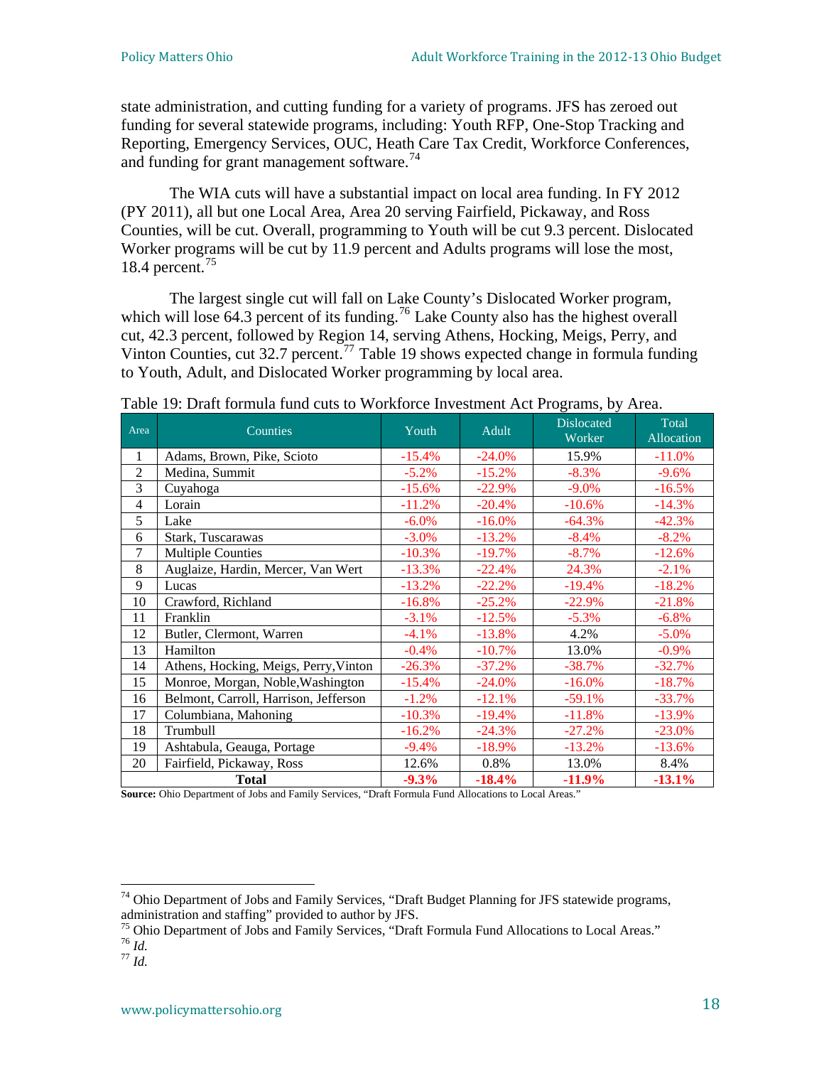state administration, and cutting funding for a variety of programs. JFS has zeroed out funding for several statewide programs, including: Youth RFP, One-Stop Tracking and Reporting, Emergency Services, OUC, Heath Care Tax Credit, Workforce Conferences, and funding for grant management software.[74]

The WIA cuts will have a substantial impact on local area funding. In FY 2012 (PY 2011), all but one Local Area, Area 20 serving Fairfield, Pickaway, and Ross Counties, will be cut. Overall, programming to Youth will be cut 9.3 percent. Dislocated Worker programs will be cut by 11.9 percent and Adults programs will lose the most, 18.4 percent.[75]

The largest single cut will fall on Lake County's Dislocated Worker program, which will lose 64.3 percent of its funding.[76] Lake County also has the highest overall cut, 42.3 percent, followed by Region 14, serving Athens, Hocking, Meigs, Perry, and Vinton Counties, cut 32.7 percent.[77] Table 19 shows expected change in formula funding to Youth, Adult, and Dislocated Worker programming by local area.

Table 19: Draft formula fund cuts to Workforce Investment Act Programs, by Area.

| Area | Counties | Youth | Adult | Dislocated Worker | Total Allocation |
|---|---|---|---|---|---|
| 1 | Adams, Brown, Pike, Scioto | -15.4% | -24.0% | 15.9% | -11.0% |
| 2 | Medina, Summit | -5.2% | -15.2% | -8.3% | -9.6% |
| 3 | Cuyahoga | -15.6% | -22.9% | -9.0% | -16.5% |
| 4 | Lorain | -11.2% | -20.4% | -10.6% | -14.3% |
| 5 | Lake | -6.0% | -16.0% | -64.3% | -42.3% |
| 6 | Stark, Tuscarawas | -3.0% | -13.2% | -8.4% | -8.2% |
| 7 | Multiple Counties | -10.3% | -19.7% | -8.7% | -12.6% |
| 8 | Auglaize, Hardin, Mercer, Van Wert | -13.3% | -22.4% | 24.3% | -2.1% |
| 9 | Lucas | -13.2% | -22.2% | -19.4% | -18.2% |
| 10 | Crawford, Richland | -16.8% | -25.2% | -22.9% | -21.8% |
| 11 | Franklin | -3.1% | -12.5% | -5.3% | -6.8% |
| 12 | Butler, Clermont, Warren | -4.1% | -13.8% | 4.2% | -5.0% |
| 13 | Hamilton | -0.4% | -10.7% | 13.0% | -0.9% |
| 14 | Athens, Hocking, Meigs, Perry, Vinton | -26.3% | -37.2% | -38.7% | -32.7% |
| 15 | Monroe, Morgan, Noble, Washington | -15.4% | -24.0% | -16.0% | -18.7% |
| 16 | Belmont, Carroll, Harrison, Jefferson | -1.2% | -12.1% | -59.1% | -33.7% |
| 17 | Columbiana, Mahoning | -10.3% | -19.4% | -11.8% | -13.9% |
| 18 | Trumbull | -16.2% | -24.3% | -27.2% | -23.0% |
| 19 | Ashtabula, Geauga, Portage | -9.4% | -18.9% | -13.2% | -13.6% |
| 20 | Fairfield, Pickaway, Ross | 12.6% | 0.8% | 13.0% | 8.4% |
| **Total** | | **-9.3%** | **-18.4%** | **-11.9%** | **-13.1%** |

**Source:** Ohio Department of Jobs and Family Services, "Draft Formula Fund Allocations to Local Areas."

[74] Ohio Department of Jobs and Family Services, "Draft Budget Planning for JFS statewide programs, administration and staffing" provided to author by JFS.
[75] Ohio Department of Jobs and Family Services, "Draft Formula Fund Allocations to Local Areas."
[76] *Id.*
[77] *Id.*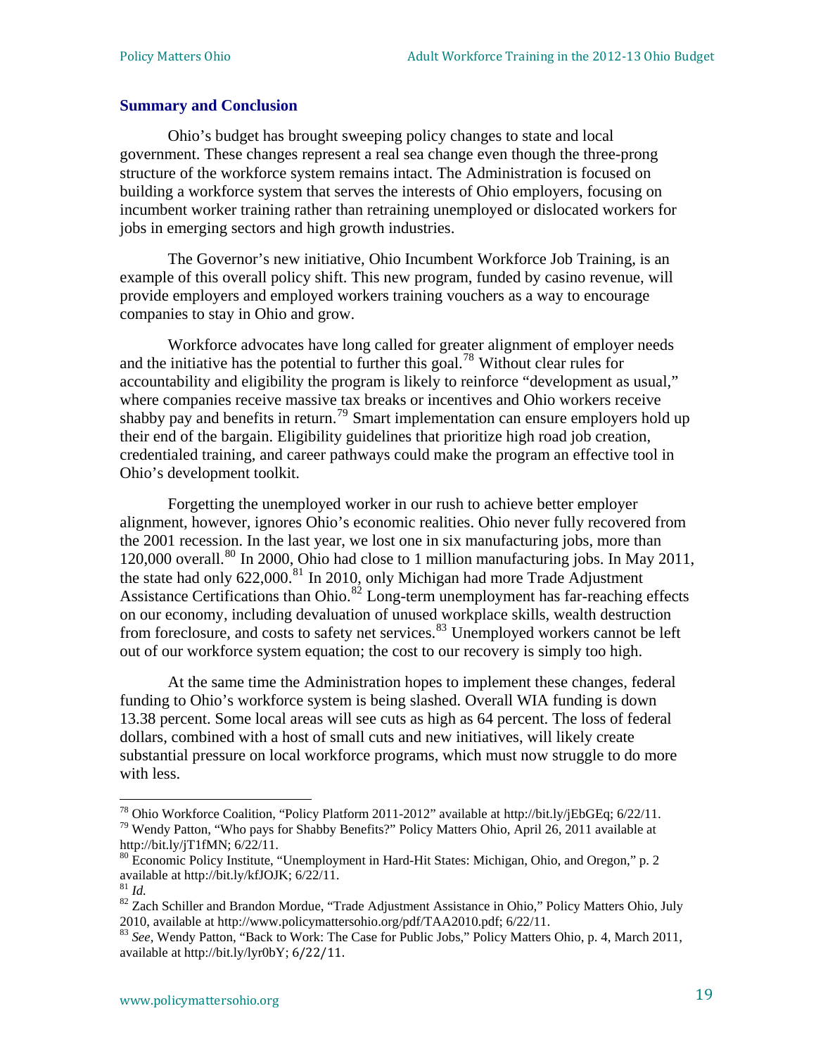## Summary and Conclusion

Ohio's budget has brought sweeping policy changes to state and local government. These changes represent a real sea change even though the three-prong structure of the workforce system remains intact. The Administration is focused on building a workforce system that serves the interests of Ohio employers, focusing on incumbent worker training rather than retraining unemployed or dislocated workers for jobs in emerging sectors and high growth industries.

The Governor's new initiative, Ohio Incumbent Workforce Job Training, is an example of this overall policy shift. This new program, funded by casino revenue, will provide employers and employed workers training vouchers as a way to encourage companies to stay in Ohio and grow.

Workforce advocates have long called for greater alignment of employer needs and the initiative has the potential to further this goal.[78] Without clear rules for accountability and eligibility the program is likely to reinforce "development as usual," where companies receive massive tax breaks or incentives and Ohio workers receive shabby pay and benefits in return.[79] Smart implementation can ensure employers hold up their end of the bargain. Eligibility guidelines that prioritize high road job creation, credentialed training, and career pathways could make the program an effective tool in Ohio's development toolkit.

Forgetting the unemployed worker in our rush to achieve better employer alignment, however, ignores Ohio's economic realities. Ohio never fully recovered from the 2001 recession. In the last year, we lost one in six manufacturing jobs, more than 120,000 overall.[80] In 2000, Ohio had close to 1 million manufacturing jobs. In May 2011, the state had only 622,000.[81] In 2010, only Michigan had more Trade Adjustment Assistance Certifications than Ohio.[82] Long-term unemployment has far-reaching effects on our economy, including devaluation of unused workplace skills, wealth destruction from foreclosure, and costs to safety net services.[83] Unemployed workers cannot be left out of our workforce system equation; the cost to our recovery is simply too high.

At the same time the Administration hopes to implement these changes, federal funding to Ohio's workforce system is being slashed. Overall WIA funding is down 13.38 percent. Some local areas will see cuts as high as 64 percent. The loss of federal dollars, combined with a host of small cuts and new initiatives, will likely create substantial pressure on local workforce programs, which must now struggle to do more with less.

---

[78] Ohio Workforce Coalition, "Policy Platform 2011-2012" available at http://bit.ly/jEbGEq; 6/22/11.

[79] Wendy Patton, "Who pays for Shabby Benefits?" Policy Matters Ohio, April 26, 2011 available at http://bit.ly/jT1fMN; 6/22/11.

[80] Economic Policy Institute, "Unemployment in Hard-Hit States: Michigan, Ohio, and Oregon," p. 2 available at http://bit.ly/kfJOJK; 6/22/11.

[81] *Id.*

[82] Zach Schiller and Brandon Mordue, "Trade Adjustment Assistance in Ohio," Policy Matters Ohio, July 2010, available at http://www.policymattersohio.org/pdf/TAA2010.pdf; 6/22/11.

[83] *See,* Wendy Patton, "Back to Work: The Case for Public Jobs," Policy Matters Ohio, p. 4, March 2011, available at http://bit.ly/lyr0bY; 6/22/11.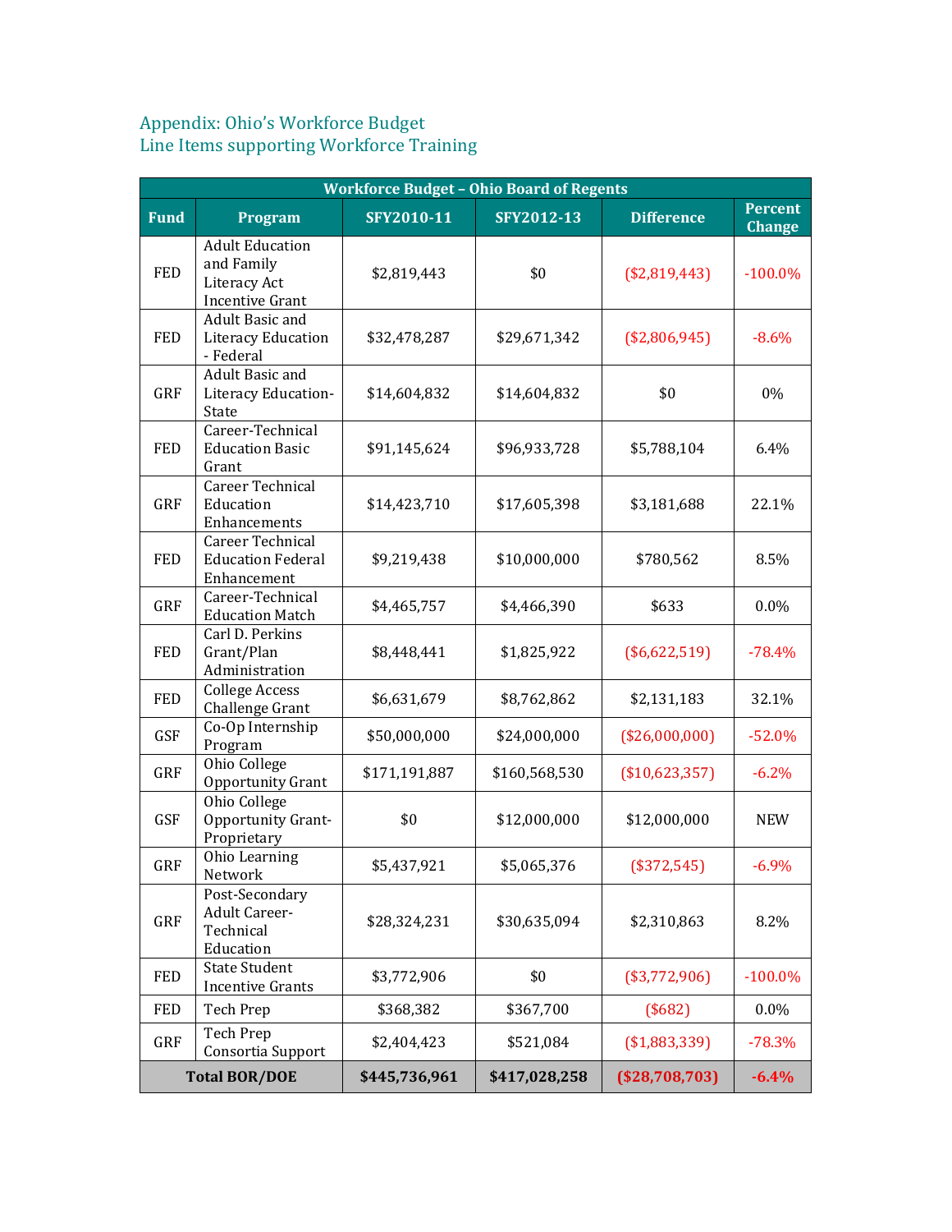## Appendix: Ohio's Workforce Budget
## Line Items supporting Workforce Training

| Workforce Budget – Ohio Board of Regents | | | | | |
|---|---|---|---|---|---|
| **Fund** | **Program** | **SFY2010-11** | **SFY2012-13** | **Difference** | **Percent Change** |
| FED | Adult Education and Family Literacy Act Incentive Grant | $2,819,443 | $0 | ($2,819,443) | -100.0% |
| FED | Adult Basic and Literacy Education - Federal | $32,478,287 | $29,671,342 | ($2,806,945) | -8.6% |
| GRF | Adult Basic and Literacy Education-State | $14,604,832 | $14,604,832 | $0 | 0% |
| FED | Career-Technical Education Basic Grant | $91,145,624 | $96,933,728 | $5,788,104 | 6.4% |
| GRF | Career Technical Education Enhancements | $14,423,710 | $17,605,398 | $3,181,688 | 22.1% |
| FED | Career Technical Education Federal Enhancement | $9,219,438 | $10,000,000 | $780,562 | 8.5% |
| GRF | Career-Technical Education Match | $4,465,757 | $4,466,390 | $633 | 0.0% |
| FED | Carl D. Perkins Grant/Plan Administration | $8,448,441 | $1,825,922 | ($6,622,519) | -78.4% |
| FED | College Access Challenge Grant | $6,631,679 | $8,762,862 | $2,131,183 | 32.1% |
| GSF | Co-Op Internship Program | $50,000,000 | $24,000,000 | ($26,000,000) | -52.0% |
| GRF | Ohio College Opportunity Grant | $171,191,887 | $160,568,530 | ($10,623,357) | -6.2% |
| GSF | Ohio College Opportunity Grant-Proprietary | $0 | $12,000,000 | $12,000,000 | NEW |
| GRF | Ohio Learning Network | $5,437,921 | $5,065,376 | ($372,545) | -6.9% |
| GRF | Post-Secondary Adult Career-Technical Education | $28,324,231 | $30,635,094 | $2,310,863 | 8.2% |
| FED | State Student Incentive Grants | $3,772,906 | $0 | ($3,772,906) | -100.0% |
| FED | Tech Prep | $368,382 | $367,700 | ($682) | 0.0% |
| GRF | Tech Prep Consortia Support | $2,404,423 | $521,084 | ($1,883,339) | -78.3% |
| **Total BOR/DOE** | | **$445,736,961** | **$417,028,258** | **($28,708,703)** | **-6.4%** |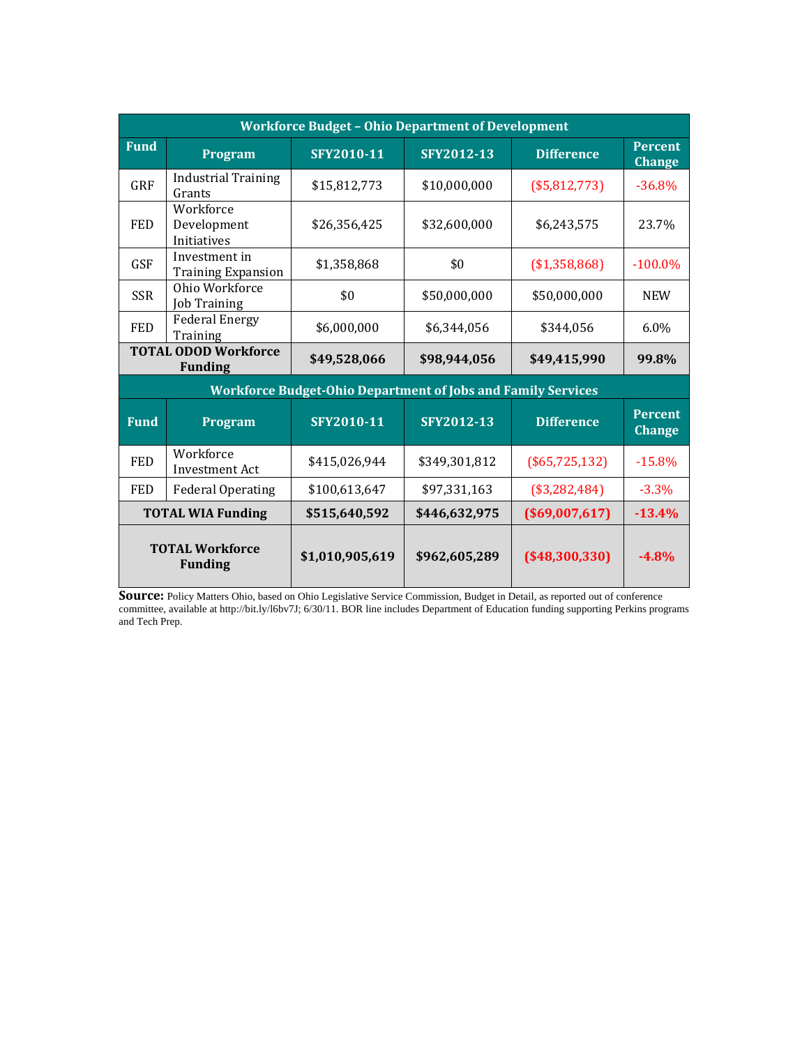| Workforce Budget – Ohio Department of Development | | | | | |
|---|---|---|---|---|---|
| **Fund** | **Program** | **SFY2010-11** | **SFY2012-13** | **Difference** | **Percent Change** |
| GRF | Industrial Training Grants | $15,812,773 | $10,000,000 | ($5,812,773) | -36.8% |
| FED | Workforce Development Initiatives | $26,356,425 | $32,600,000 | $6,243,575 | 23.7% |
| GSF | Investment in Training Expansion | $1,358,868 | $0 | ($1,358,868) | -100.0% |
| SSR | Ohio Workforce Job Training | $0 | $50,000,000 | $50,000,000 | NEW |
| FED | Federal Energy Training | $6,000,000 | $6,344,056 | $344,056 | 6.0% |
| **TOTAL ODOD Workforce Funding** | | **$49,528,066** | **$98,944,056** | **$49,415,990** | **99.8%** |
| **Workforce Budget-Ohio Department of Jobs and Family Services** | | | | | |
| **Fund** | **Program** | **SFY2010-11** | **SFY2012-13** | **Difference** | **Percent Change** |
| FED | Workforce Investment Act | $415,026,944 | $349,301,812 | ($65,725,132) | -15.8% |
| FED | Federal Operating | $100,613,647 | $97,331,163 | ($3,282,484) | -3.3% |
| **TOTAL WIA Funding** | | **$515,640,592** | **$446,632,975** | **($69,007,617)** | **-13.4%** |
| **TOTAL Workforce Funding** | | **$1,010,905,619** | **$962,605,289** | **($48,300,330)** | **-4.8%** |

**Source:** Policy Matters Ohio, based on Ohio Legislative Service Commission, Budget in Detail, as reported out of conference committee, available at http://bit.ly/l6bv7J; 6/30/11. BOR line includes Department of Education funding supporting Perkins programs and Tech Prep.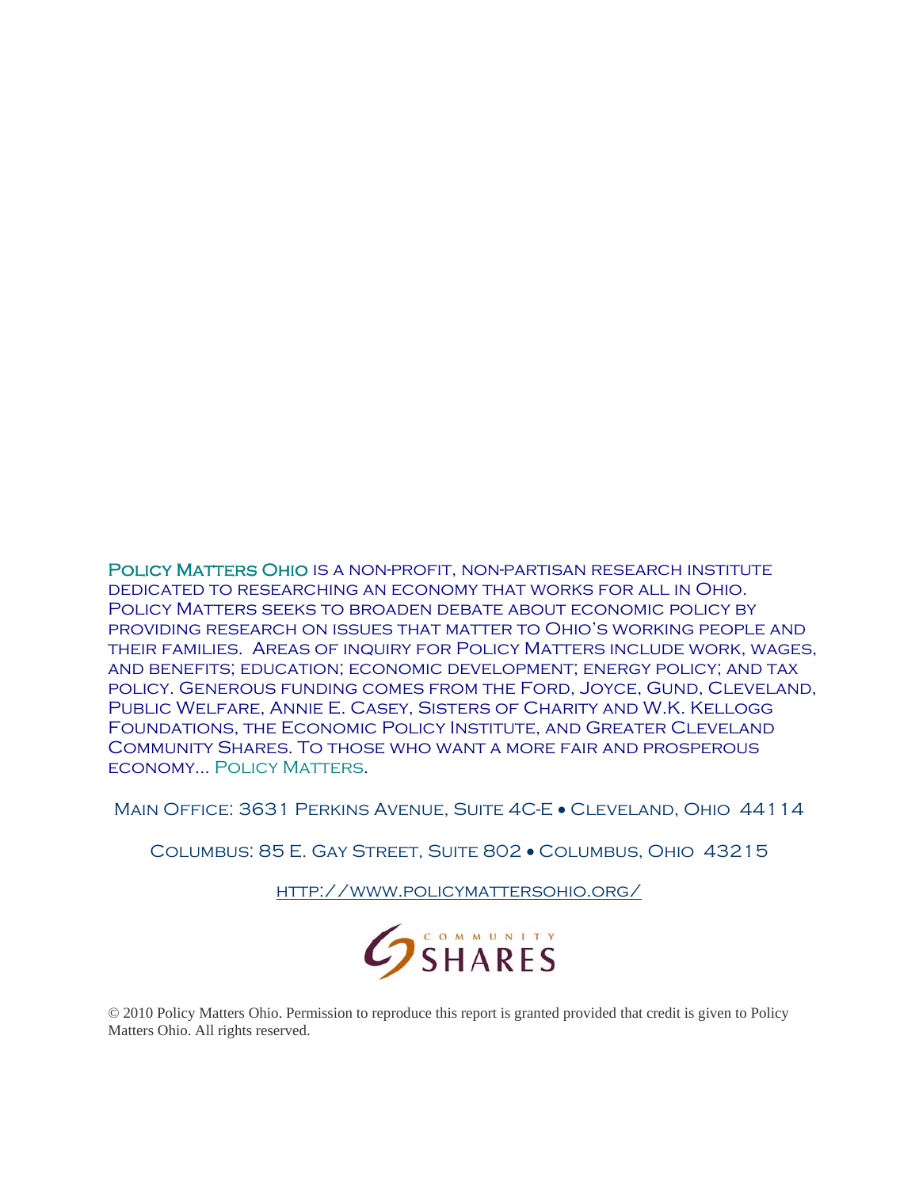**Policy Matters Ohio** is a non-profit, non-partisan research institute dedicated to researching an economy that works for all in Ohio. Policy Matters seeks to broaden debate about economic policy by providing research on issues that matter to Ohio's working people and their families. Areas of inquiry for Policy Matters include work, wages, and benefits; education; economic development; energy policy; and tax policy. Generous funding comes from the Ford, Joyce, Gund, Cleveland, Public Welfare, Annie E. Casey, Sisters of Charity and W.K. Kellogg Foundations, the Economic Policy Institute, and Greater Cleveland Community Shares. To those who want a more fair and prosperous economy... Policy Matters.

Main Office: 3631 Perkins Avenue, Suite 4C-E • Cleveland, Ohio 44114

Columbus: 85 E. Gay Street, Suite 802 • Columbus, Ohio 43215

http://www.policymattersohio.org/

COMMUNITY SHARES

© 2010 Policy Matters Ohio. Permission to reproduce this report is granted provided that credit is given to Policy Matters Ohio. All rights reserved.